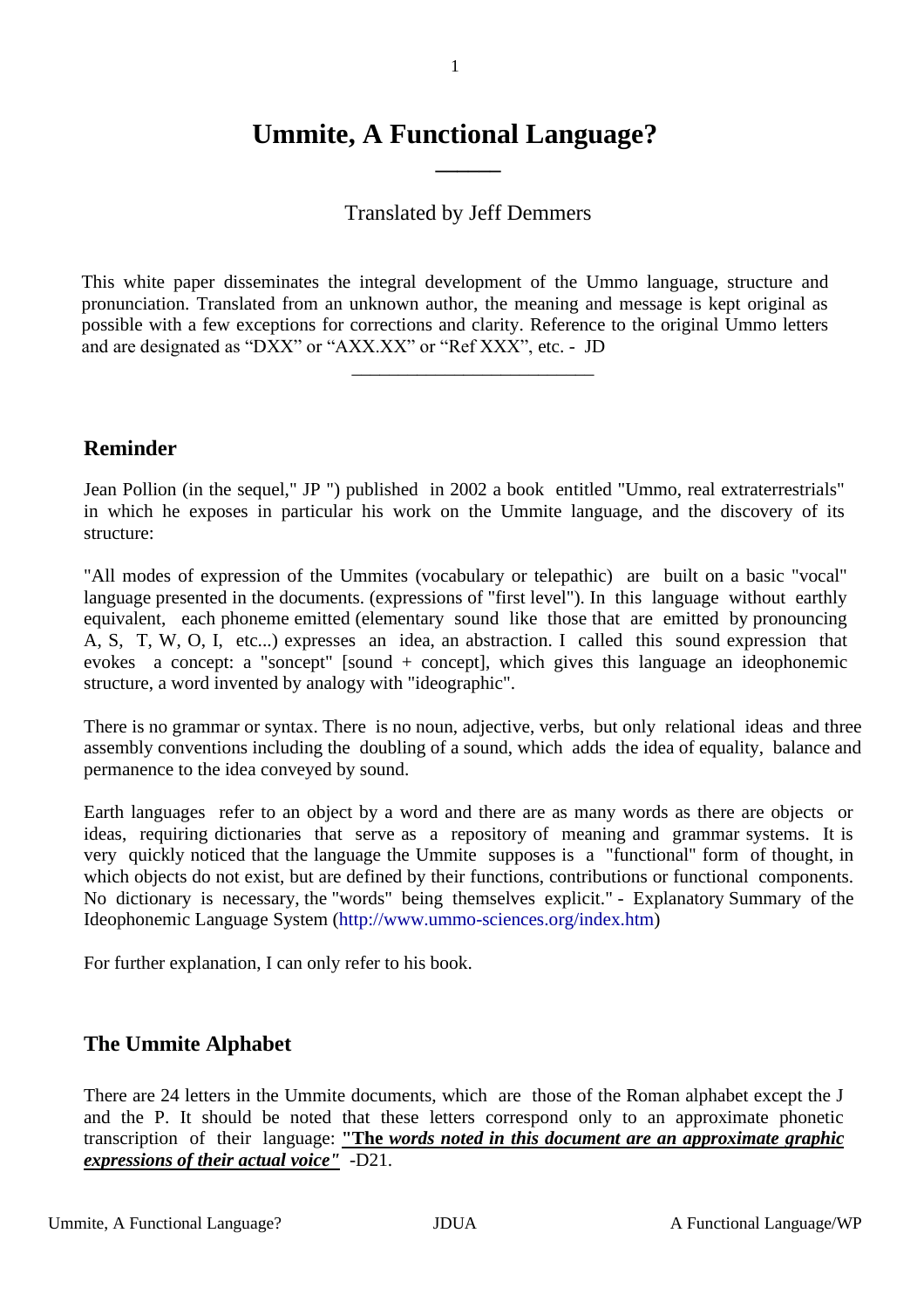# Ummite, A Functional Language?

Translated by Jeff Demmers

This white paper disseminates the integral development of the Ummo language, structure and pronunciation. Translated from an unknown author, the meaning and message is kept original as possible with a few exceptions for corrections and clarity. Reference to the original Ummo letters and are designated as "DXX" or "AXX.XX" or "Ref XXX", etc. - JD

---

## Reminder

Jean Pollion (in the sequel," JP ") published in 2002 a book entitled "Ummo, real extraterrestrials" in which he exposes in particular his work on the Ummite language, and the discovery of its structure:

"All modes of expression of the Ummites (vocabulary or telepathic) are built on a basic "vocal" language presented in the documents. (expressions of "first level"). In this language without earthly equivalent, each phoneme emitted (elementary sound like those that are emitted by pronouncing A, S, T, W, O, I, etc...) expresses an idea, an abstraction. I called this sound expression that evokes a concept: a "soncept" [sound + concept], which gives this language an ideophonemic structure, a word invented by analogy with "ideographic".

There is no grammar or syntax. There is no noun, adjective, verbs, but only relational ideas and three assembly conventions including the doubling of a sound, which adds the idea of equality, balance and permanence to the idea conveyed by sound.

Earth languages refer to an object by a word and there are as many words as there are objects or ideas, requiring dictionaries that serve as a repository of meaning and grammar systems. It is very quickly noticed that the language the Ummite supposes is a "functional" form of thought, in which objects do not exist, but are defined by their functions, contributions or functional components. No dictionary is necessary, the "words" being themselves explicit." - Explanatory Summary of the Ideophonemic Language System (http://www.ummo-sciences.org/index.htm)

For further explanation, I can only refer to his book.

## The Ummite Alphabet

There are 24 letters in the Ummite documents, which are those of the Roman alphabet except the J and the P. It should be noted that these letters correspond only to an approximate phonetic transcription of their language: **"The *words noted in this document are an approximate graphic expressions of their actual voice*"** -D21.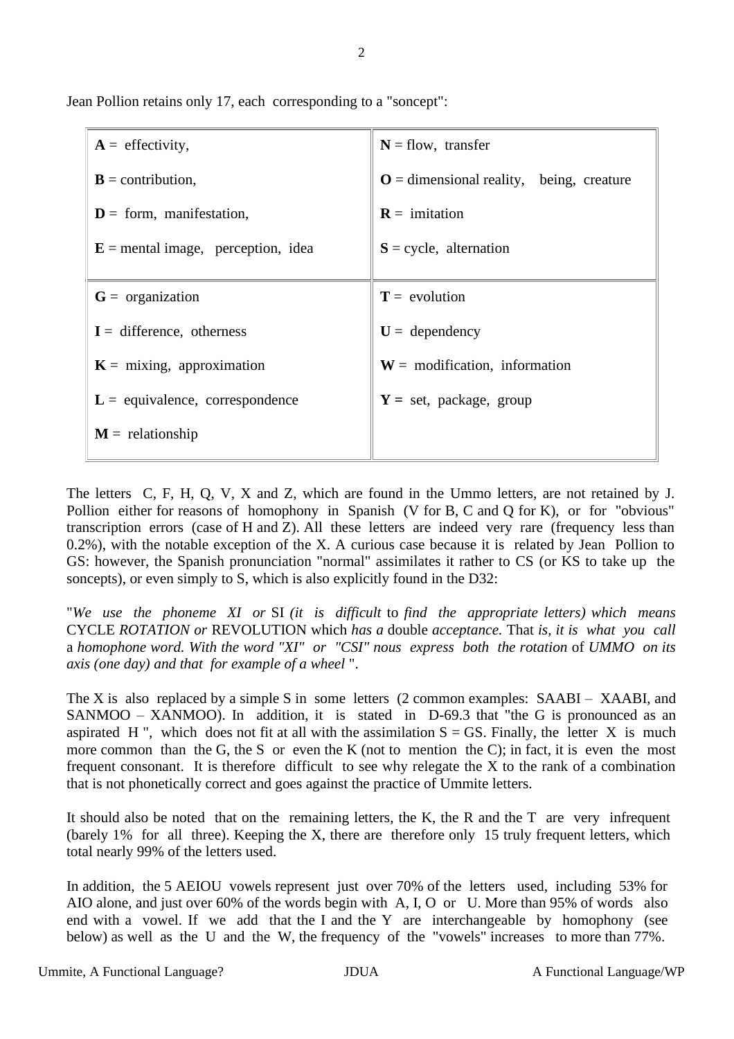Jean Pollion retains only 17, each corresponding to a "soncept":

| | |
|---|---|
| **A** = effectivity, | **N** = flow, transfer |
| **B** = contribution, | **O** = dimensional reality, being, creature |
| **D** = form, manifestation, | **R** = imitation |
| **E** = mental image, perception, idea | **S** = cycle, alternation |
| **G** = organization | **T** = evolution |
| **I** = difference, otherness | **U** = dependency |
| **K** = mixing, approximation | **W** = modification, information |
| **L** = equivalence, correspondence | **Y =** set, package, group |
| **M** = relationship | |

The letters C, F, H, Q, V, X and Z, which are found in the Ummo letters, are not retained by J. Pollion either for reasons of homophony in Spanish (V for B, C and Q for K), or for "obvious" transcription errors (case of H and Z). All these letters are indeed very rare (frequency less than 0.2%), with the notable exception of the X. A curious case because it is related by Jean Pollion to GS: however, the Spanish pronunciation "normal" assimilates it rather to CS (or KS to take up the soncepts), or even simply to S, which is also explicitly found in the D32:

"*We use the phoneme XI or* SI *(it is difficult* to *find the appropriate letters) which means* CYCLE *ROTATION or* REVOLUTION which *has a* double *acceptance.* That *is, it is what you call* a *homophone word. With the word "XI" or "CSI" nous express both the rotation* of *UMMO on its axis (one day) and that for example of a wheel* ".

The X is also replaced by a simple S in some letters (2 common examples: SAABI – XAABI, and SANMOO – XANMOO). In addition, it is stated in D-69.3 that "the G is pronounced as an aspirated H ", which does not fit at all with the assimilation S = GS. Finally, the letter X is much more common than the G, the S or even the K (not to mention the C); in fact, it is even the most frequent consonant. It is therefore difficult to see why relegate the X to the rank of a combination that is not phonetically correct and goes against the practice of Ummite letters.

It should also be noted that on the remaining letters, the K, the R and the T are very infrequent (barely 1% for all three). Keeping the X, there are therefore only 15 truly frequent letters, which total nearly 99% of the letters used.

In addition, the 5 AEIOU vowels represent just over 70% of the letters used, including 53% for AIO alone, and just over 60% of the words begin with A, I, O or U. More than 95% of words also end with a vowel. If we add that the I and the Y are interchangeable by homophony (see below) as well as the U and the W, the frequency of the "vowels" increases to more than 77%.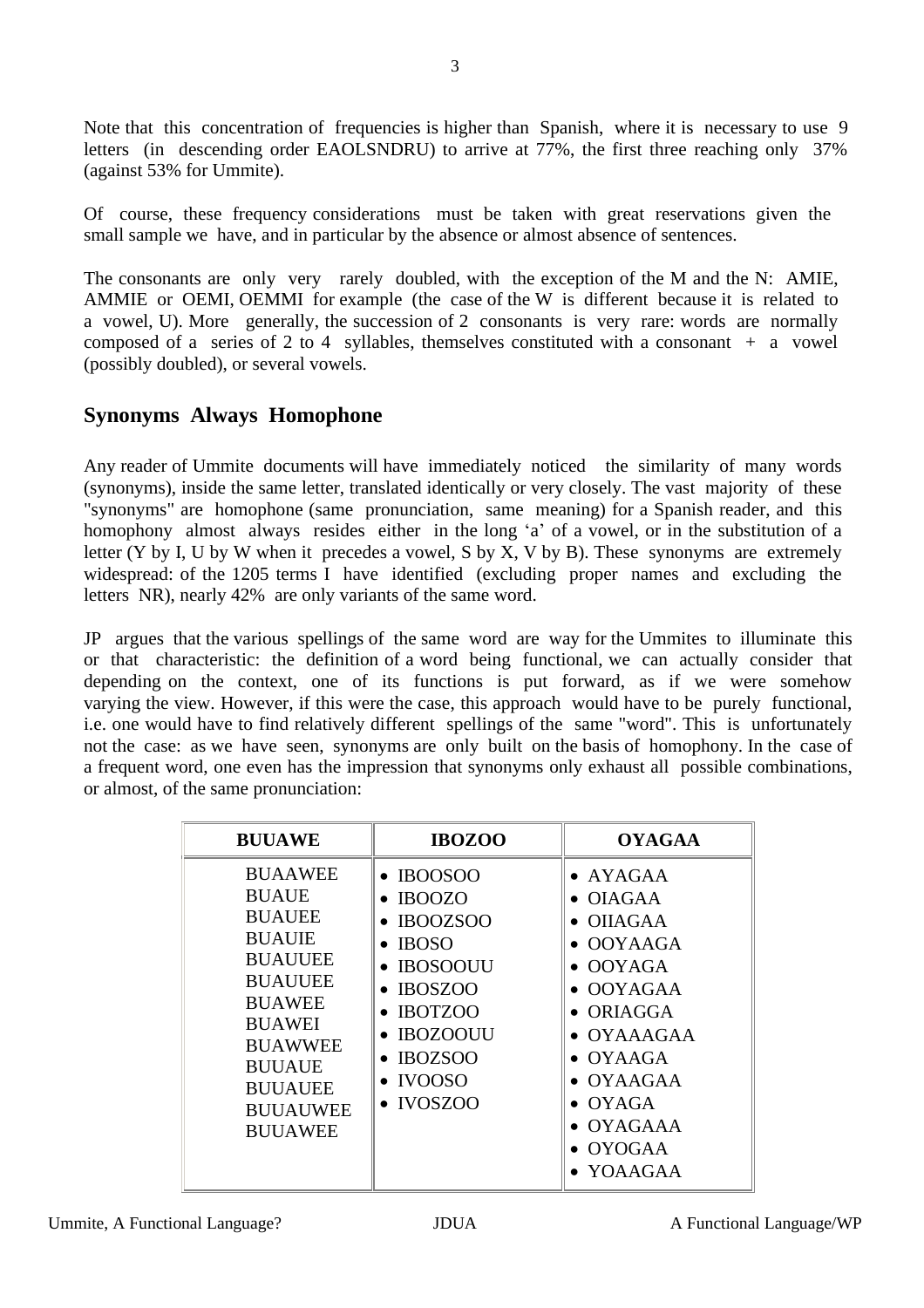Note that this concentration of frequencies is higher than Spanish, where it is necessary to use 9 letters (in descending order EAOLSNDRU) to arrive at 77%, the first three reaching only 37% (against 53% for Ummite).

Of course, these frequency considerations must be taken with great reservations given the small sample we have, and in particular by the absence or almost absence of sentences.

The consonants are only very rarely doubled, with the exception of the M and the N: AMIE, AMMIE or OEMI, OEMMI for example (the case of the W is different because it is related to a vowel, U). More generally, the succession of 2 consonants is very rare: words are normally composed of a series of 2 to 4 syllables, themselves constituted with a consonant + a vowel (possibly doubled), or several vowels.

## Synonyms Always Homophone

Any reader of Ummite documents will have immediately noticed the similarity of many words (synonyms), inside the same letter, translated identically or very closely. The vast majority of these "synonyms" are homophone (same pronunciation, same meaning) for a Spanish reader, and this homophony almost always resides either in the long 'a' of a vowel, or in the substitution of a letter (Y by I, U by W when it precedes a vowel, S by X, V by B). These synonyms are extremely widespread: of the 1205 terms I have identified (excluding proper names and excluding the letters NR), nearly 42% are only variants of the same word.

JP argues that the various spellings of the same word are way for the Ummites to illuminate this or that characteristic: the definition of a word being functional, we can actually consider that depending on the context, one of its functions is put forward, as if we were somehow varying the view. However, if this were the case, this approach would have to be purely functional, i.e. one would have to find relatively different spellings of the same "word". This is unfortunately not the case: as we have seen, synonyms are only built on the basis of homophony. In the case of a frequent word, one even has the impression that synonyms only exhaust all possible combinations, or almost, of the same pronunciation:

| BUUAWE | IBOZOO | OYAGAA |
|---|---|---|
| BUAAWEE<br>BUAUE<br>BUAUEE<br>BUAUIE<br>BUAUUEE<br>BUAUUEE<br>BUAWEE<br>BUAWEI<br>BUAWWEE<br>BUUAUE<br>BUUAUEE<br>BUUAUWEE<br>BUUAWEE | • IBOOSOO<br>• IBOOZO<br>• IBOOZSOO<br>• IBOSO<br>• IBOSOOUU<br>• IBOSZOO<br>• IBOTZOO<br>• IBOZOOUU<br>• IBOZSOO<br>• IVOOSO<br>• IVOSZOO | • AYAGAA<br>• OIAGAA<br>• OIIAGAA<br>• OOYAAGA<br>• OOYAGA<br>• OOYAGAA<br>• ORIAGGA<br>• OYAAAGAA<br>• OYAAGA<br>• OYAAGAA<br>• OYAGA<br>• OYAGAAA<br>• OYOGAA<br>• YOAAGAA |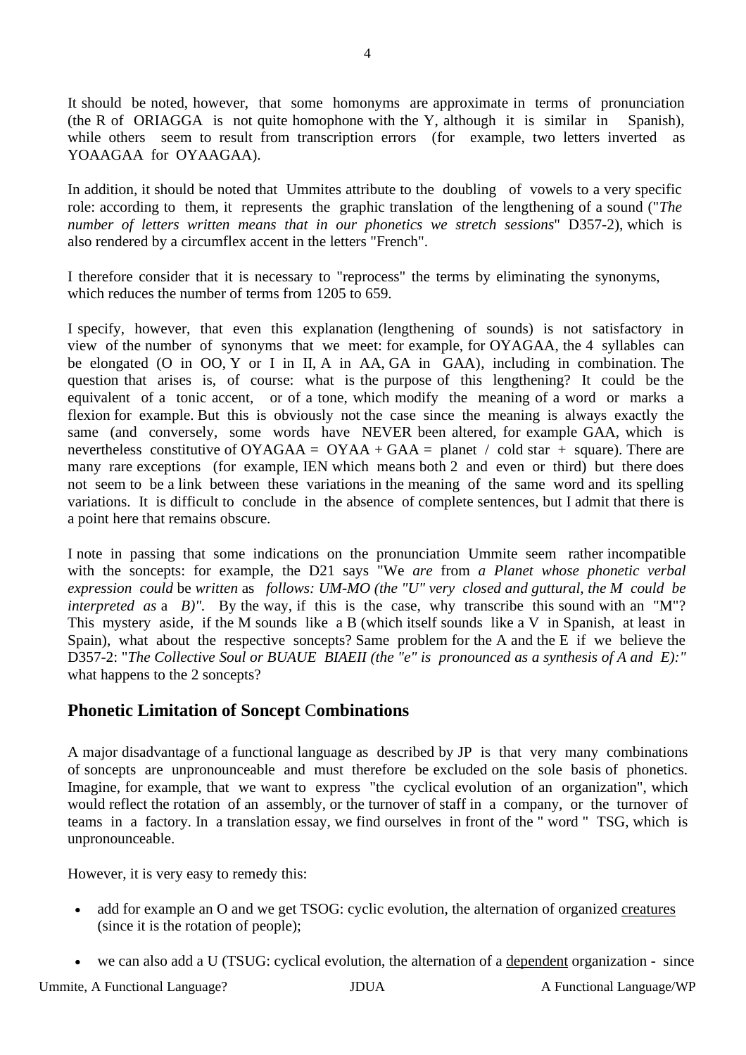It should be noted, however, that some homonyms are approximate in terms of pronunciation (the R of ORIAGGA is not quite homophone with the Y, although it is similar in Spanish), while others seem to result from transcription errors (for example, two letters inverted as YOAAGAA for OYAAGAA).

In addition, it should be noted that Ummites attribute to the doubling of vowels to a very specific role: according to them, it represents the graphic translation of the lengthening of a sound ("*The number of letters written means that in our phonetics we stretch sessions*" D357-2), which is also rendered by a circumflex accent in the letters "French".

I therefore consider that it is necessary to "reprocess" the terms by eliminating the synonyms, which reduces the number of terms from 1205 to 659.

I specify, however, that even this explanation (lengthening of sounds) is not satisfactory in view of the number of synonyms that we meet: for example, for OYAGAA, the 4 syllables can be elongated (O in OO, Y or I in II, A in AA, GA in GAA), including in combination. The question that arises is, of course: what is the purpose of this lengthening? It could be the equivalent of a tonic accent, or of a tone, which modify the meaning of a word or marks a flexion for example. But this is obviously not the case since the meaning is always exactly the same (and conversely, some words have NEVER been altered, for example GAA, which is nevertheless constitutive of OYAGAA = OYAA + GAA = planet / cold star + square). There are many rare exceptions (for example, IEN which means both 2 and even or third) but there does not seem to be a link between these variations in the meaning of the same word and its spelling variations. It is difficult to conclude in the absence of complete sentences, but I admit that there is a point here that remains obscure.

I note in passing that some indications on the pronunciation Ummite seem rather incompatible with the soncepts: for example, the D21 says "We *are* from *a Planet whose phonetic verbal expression could* be *written* as *follows: UM-MO (the "U" very closed and guttural, the M could be interpreted as* a *B)".* By the way, if this is the case, why transcribe this sound with an "M"? This mystery aside, if the M sounds like a B (which itself sounds like a V in Spanish, at least in Spain), what about the respective soncepts? Same problem for the A and the E if we believe the D357-2: "*The Collective Soul or BUAUE BIAEII (the "e" is pronounced as a synthesis of A and E):"* what happens to the 2 soncepts?

## Phonetic Limitation of Soncept Combinations

A major disadvantage of a functional language as described by JP is that very many combinations of soncepts are unpronounceable and must therefore be excluded on the sole basis of phonetics. Imagine, for example, that we want to express "the cyclical evolution of an organization", which would reflect the rotation of an assembly, or the turnover of staff in a company, or the turnover of teams in a factory. In a translation essay, we find ourselves in front of the " word " TSG, which is unpronounceable.

However, it is very easy to remedy this:

- add for example an O and we get TSOG: cyclic evolution, the alternation of organized <u>creatures</u> (since it is the rotation of people);
- we can also add a U (TSUG: cyclical evolution, the alternation of a <u>dependent</u> organization - since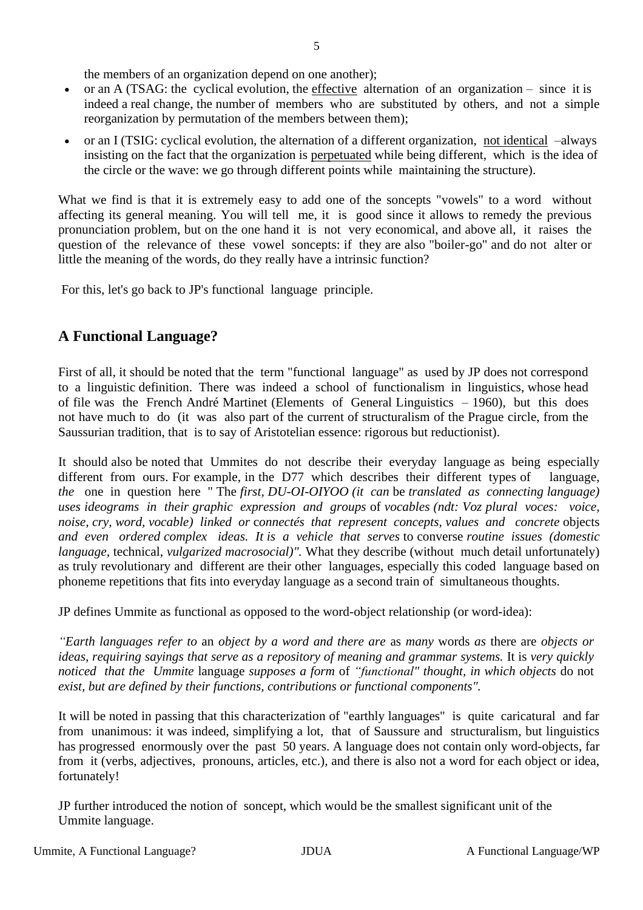the members of an organization depend on one another);

- or an A (TSAG: the cyclical evolution, the effective alternation of an organization – since it is indeed a real change, the number of members who are substituted by others, and not a simple reorganization by permutation of the members between them);
- or an I (TSIG: cyclical evolution, the alternation of a different organization, not identical –always insisting on the fact that the organization is perpetuated while being different, which is the idea of the circle or the wave: we go through different points while maintaining the structure).

What we find is that it is extremely easy to add one of the soncepts "vowels" to a word without affecting its general meaning. You will tell me, it is good since it allows to remedy the previous pronunciation problem, but on the one hand it is not very economical, and above all, it raises the question of the relevance of these vowel soncepts: if they are also "boiler-go" and do not alter or little the meaning of the words, do they really have a intrinsic function?

For this, let's go back to JP's functional language principle.

## A Functional Language?

First of all, it should be noted that the term "functional language" as used by JP does not correspond to a linguistic definition. There was indeed a school of functionalism in linguistics, whose head of file was the French André Martinet (Elements of General Linguistics – 1960), but this does not have much to do (it was also part of the current of structuralism of the Prague circle, from the Saussurian tradition, that is to say of Aristotelian essence: rigorous but reductionist).

It should also be noted that Ummites do not describe their everyday language as being especially different from ours. For example, in the D77 which describes their different types of language, *the* one in question here " The *first, DU-OI-OIYOO (it can* be *translated as connecting language) uses ideograms in their graphic expression and groups* of *vocables (ndt: Voz plural voces: voice, noise, cry, word, vocable) linked or* connectés *that represent concepts, values and concrete* objects *and even ordered complex ideas. It is a vehicle that serves* to converse *routine issues (domestic language,* technical, *vulgarized macrosocial)".* What they describe (without much detail unfortunately) as truly revolutionary and different are their other languages, especially this coded language based on phoneme repetitions that fits into everyday language as a second train of simultaneous thoughts.

JP defines Ummite as functional as opposed to the word-object relationship (or word-idea):

*"Earth languages refer to* an *object by a word and there are* as *many* words *as* there are *objects or ideas, requiring sayings that serve as a repository of meaning and grammar systems.* It is *very quickly noticed that the Ummite* language *supposes a form* of *"functional" thought, in which objects* do not *exist, but are defined by their functions, contributions or functional components".*

It will be noted in passing that this characterization of "earthly languages" is quite caricatural and far from unanimous: it was indeed, simplifying a lot, that of Saussure and structuralism, but linguistics has progressed enormously over the past 50 years. A language does not contain only word-objects, far from it (verbs, adjectives, pronouns, articles, etc.), and there is also not a word for each object or idea, fortunately!

JP further introduced the notion of soncept, which would be the smallest significant unit of the Ummite language.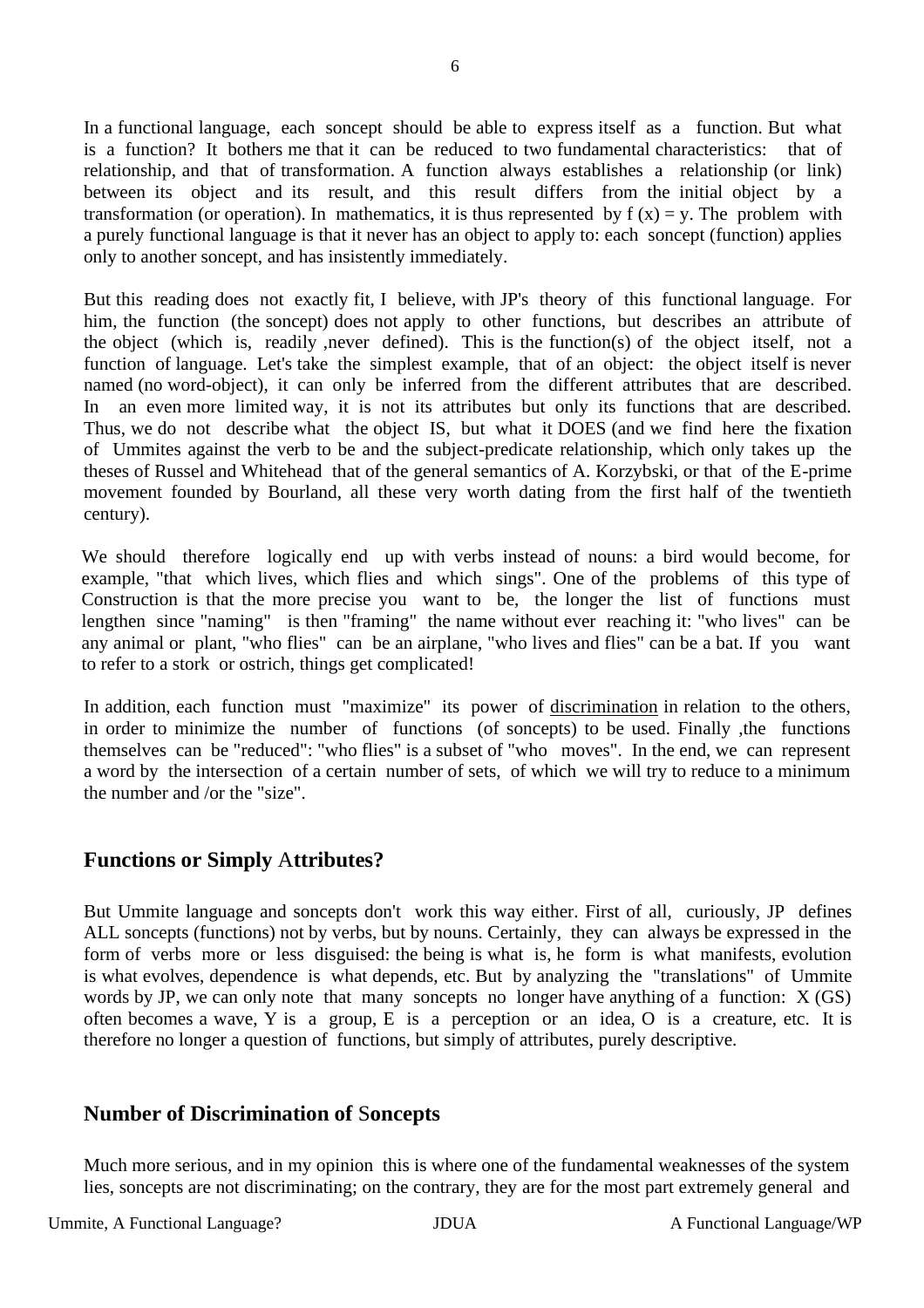In a functional language, each soncept should be able to express itself as a function. But what is a function? It bothers me that it can be reduced to two fundamental characteristics: that of relationship, and that of transformation. A function always establishes a relationship (or link) between its object and its result, and this result differs from the initial object by a transformation (or operation). In mathematics, it is thus represented by $f(x) = y$. The problem with a purely functional language is that it never has an object to apply to: each soncept (function) applies only to another soncept, and has insistently immediately.

But this reading does not exactly fit, I believe, with JP's theory of this functional language. For him, the function (the soncept) does not apply to other functions, but describes an attribute of the object (which is, readily ,never defined). This is the function(s) of the object itself, not a function of language. Let's take the simplest example, that of an object: the object itself is never named (no word-object), it can only be inferred from the different attributes that are described. In an even more limited way, it is not its attributes but only its functions that are described. Thus, we do not describe what the object IS, but what it DOES (and we find here the fixation of Ummites against the verb to be and the subject-predicate relationship, which only takes up the theses of Russel and Whitehead that of the general semantics of A. Korzybski, or that of the E-prime movement founded by Bourland, all these very worth dating from the first half of the twentieth century).

We should therefore logically end up with verbs instead of nouns: a bird would become, for example, "that which lives, which flies and which sings". One of the problems of this type of Construction is that the more precise you want to be, the longer the list of functions must lengthen since "naming" is then "framing" the name without ever reaching it: "who lives" can be any animal or plant, "who flies" can be an airplane, "who lives and flies" can be a bat. If you want to refer to a stork or ostrich, things get complicated!

In addition, each function must "maximize" its power of <u>discrimination</u> in relation to the others, in order to minimize the number of functions (of soncepts) to be used. Finally ,the functions themselves can be "reduced": "who flies" is a subset of "who moves". In the end, we can represent a word by the intersection of a certain number of sets, of which we will try to reduce to a minimum the number and /or the "size".

## Functions or Simply Attributes?

But Ummite language and soncepts don't work this way either. First of all, curiously, JP defines ALL soncepts (functions) not by verbs, but by nouns. Certainly, they can always be expressed in the form of verbs more or less disguised: the being is what is, he form is what manifests, evolution is what evolves, dependence is what depends, etc. But by analyzing the "translations" of Ummite words by JP, we can only note that many soncepts no longer have anything of a function: X (GS) often becomes a wave, Y is a group, E is a perception or an idea, O is a creature, etc. It is therefore no longer a question of functions, but simply of attributes, purely descriptive.

## Number of Discrimination of Soncepts

Much more serious, and in my opinion this is where one of the fundamental weaknesses of the system lies, soncepts are not discriminating; on the contrary, they are for the most part extremely general and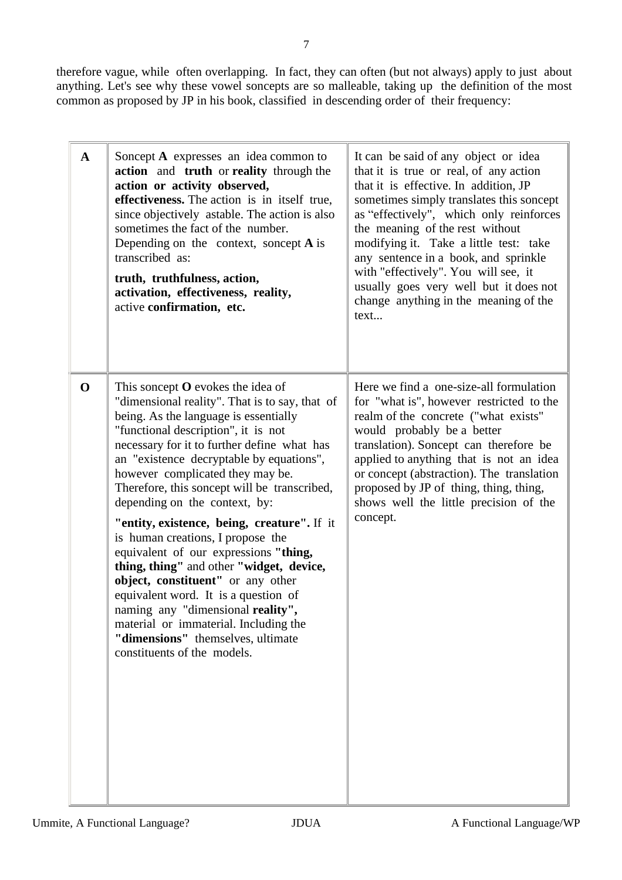therefore vague, while often overlapping. In fact, they can often (but not always) apply to just about anything. Let's see why these vowel soncepts are so malleable, taking up the definition of the most common as proposed by JP in his book, classified in descending order of their frequency:

| | | |
|---|---|---|
| **A** | Soncept **A** expresses an idea common to **action** and **truth** or **reality** through the **action or activity observed, effectiveness.** The action is in itself true, since objectively astable. The action is also sometimes the fact of the number. Depending on the context, soncept **A** is transcribed as: **truth, truthfulness, action, activation, effectiveness, reality,** active **confirmation, etc.** | It can be said of any object or idea that it is true or real, of any action that it is effective. In addition, JP sometimes simply translates this soncept as "effectively", which only reinforces the meaning of the rest without modifying it. Take a little test: take any sentence in a book, and sprinkle with "effectively". You will see, it usually goes very well but it does not change anything in the meaning of the text... |
| **O** | This soncept **O** evokes the idea of "dimensional reality". That is to say, that of being. As the language is essentially "functional description", it is not necessary for it to further define what has an "existence decryptable by equations", however complicated they may be. Therefore, this soncept will be transcribed, depending on the context, by: **"entity, existence, being, creature".** If it is human creations, I propose the equivalent of our expressions **"thing, thing, thing"** and other **"widget, device, object, constituent"** or any other equivalent word. It is a question of naming any "dimensional **reality",** material or immaterial. Including the **"dimensions"** themselves, ultimate constituents of the models. | Here we find a one-size-all formulation for "what is", however restricted to the realm of the concrete ("what exists" would probably be a better translation). Soncept can therefore be applied to anything that is not an idea or concept (abstraction). The translation proposed by JP of thing, thing, thing, shows well the little precision of the concept. |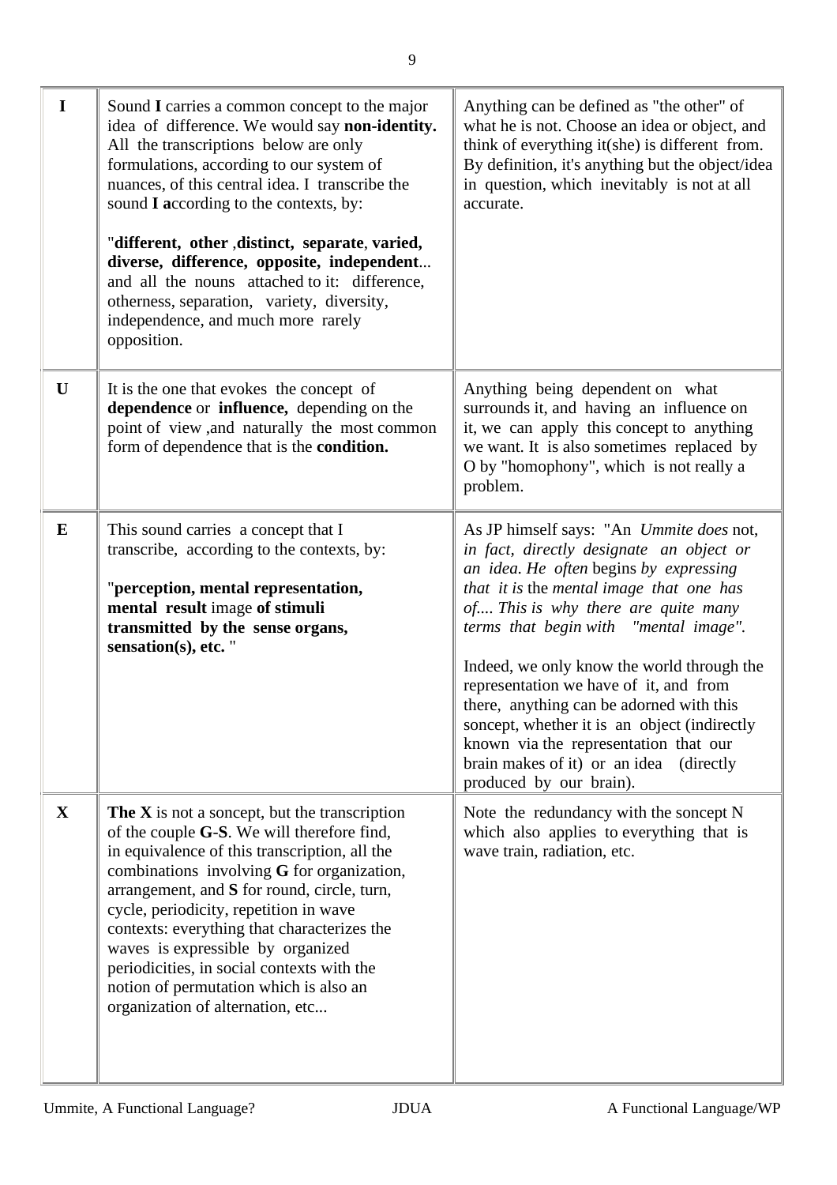| | | |
|---|---|---|
| **I** | Sound **I** carries a common concept to the major idea of difference. We would say **non-identity.** All the transcriptions below are only formulations, according to our system of nuances, of this central idea. I transcribe the sound **I a**ccording to the contexts, by:<br><br>"**different, other** ,**distinct, separate**, **varied, diverse, difference, opposite, independent**... and all the nouns attached to it: difference, otherness, separation, variety, diversity, independence, and much more rarely opposition. | Anything can be defined as "the other" of what he is not. Choose an idea or object, and think of everything it(she) is different from. By definition, it's anything but the object/idea in question, which inevitably is not at all accurate. |
| **U** | It is the one that evokes the concept of **dependence** or **influence,** depending on the point of view ,and naturally the most common form of dependence that is the **condition.** | Anything being dependent on what surrounds it, and having an influence on it, we can apply this concept to anything we want. It is also sometimes replaced by O by "homophony", which is not really a problem. |
| **E** | This sound carries a concept that I transcribe, according to the contexts, by:<br><br>"**perception, mental representation, mental result** image **of stimuli transmitted by the sense organs, sensation(s), etc.** " | As JP himself says: "An *Ummite does* not, *in fact, directly designate an object or an idea. He often* begins *by expressing that it is* the *mental image that one has of.... This is why there are quite many terms that begin with "mental image".*<br><br>Indeed, we only know the world through the representation we have of it, and from there, anything can be adorned with this soncept, whether it is an object (indirectly known via the representation that our brain makes of it) or an idea (directly produced by our brain). |
| **X** | **The X** is not a soncept, but the transcription of the couple **G-S**. We will therefore find, in equivalence of this transcription, all the combinations involving **G** for organization, arrangement, and **S** for round, circle, turn, cycle, periodicity, repetition in wave contexts: everything that characterizes the waves is expressible by organized periodicities, in social contexts with the notion of permutation which is also an organization of alternation, etc... | Note the redundancy with the soncept N which also applies to everything that is wave train, radiation, etc. |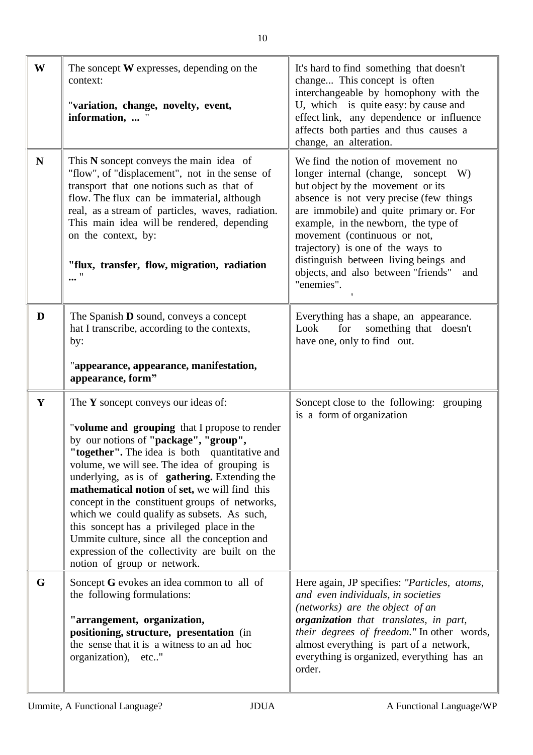| | | |
|---|---|---|
| **W** | The soncept **W** expresses, depending on the context: "**variation, change, novelty, event, information, ...** " | It's hard to find something that doesn't change... This concept is often interchangeable by homophony with the U, which is quite easy: by cause and effect link, any dependence or influence affects both parties and thus causes a change, an alteration. |
| **N** | This **N** soncept conveys the main idea of "flow", of "displacement", not in the sense of transport that one notions such as that of flow. The flux can be immaterial, although real, as a stream of particles, waves, radiation. This main idea will be rendered, depending on the context, by: **"flux, transfer, flow, migration, radiation ...** " | We find the notion of movement no longer internal (change, soncept W) but object by the movement or its absence is not very precise (few things are immobile) and quite primary or. For example, in the newborn, the type of movement (continuous or not, trajectory) is one of the ways to distinguish between living beings and objects, and also between "friends" and "enemies". ' |
| **D** | The Spanish **D** sound, conveys a concept hat I transcribe, according to the contexts, by: "**appearance, appearance, manifestation, appearance, form"** | Everything has a shape, an appearance. Look for something that doesn't have one, only to find out. |
| **Y** | The **Y** soncept conveys our ideas of: "**volume and grouping** that I propose to render by our notions of **"package", "group", "together".** The idea is both quantitative and volume, we will see. The idea of grouping is underlying, as is of **gathering.** Extending the **mathematical notion** of **set,** we will find this concept in the constituent groups of networks, which we could qualify as subsets. As such, this soncept has a privileged place in the Ummite culture, since all the conception and expression of the collectivity are built on the notion of group or network. | Soncept close to the following: grouping is a form of organization |
| **G** | Soncept **G** evokes an idea common to all of the following formulations: **"arrangement, organization, positioning, structure, presentation** (in the sense that it is a witness to an ad hoc organization), etc.." | Here again, JP specifies: *"Particles, atoms, and even individuals, in societies (networks) are the object of an **organization** that translates, in part, their degrees of freedom."* In other words, almost everything is part of a network, everything is organized, everything has an order. |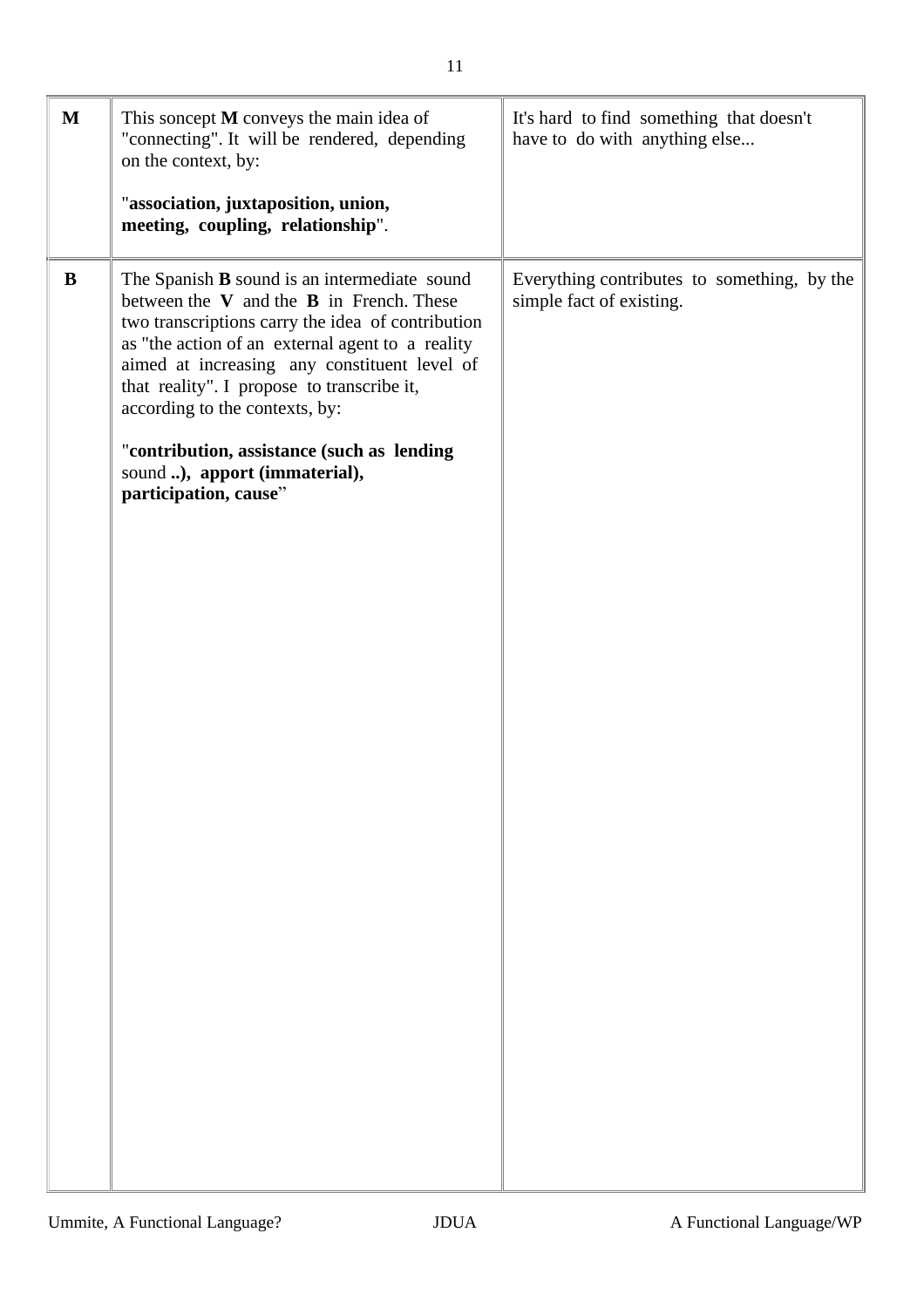| | | |
|---|---|---|
| **M** | This soncept **M** conveys the main idea of "connecting". It will be rendered, depending on the context, by:<br><br>"**association, juxtaposition, union, meeting, coupling, relationship**". | It's hard to find something that doesn't have to do with anything else... |
| **B** | The Spanish **B** sound is an intermediate sound between the **V** and the **B** in French. These two transcriptions carry the idea of contribution as "the action of an external agent to a reality aimed at increasing any constituent level of that reality". I propose to transcribe it, according to the contexts, by:<br><br>"**contribution, assistance (such as lending** sound **..), apport (immaterial), participation, cause**" | Everything contributes to something, by the simple fact of existing. |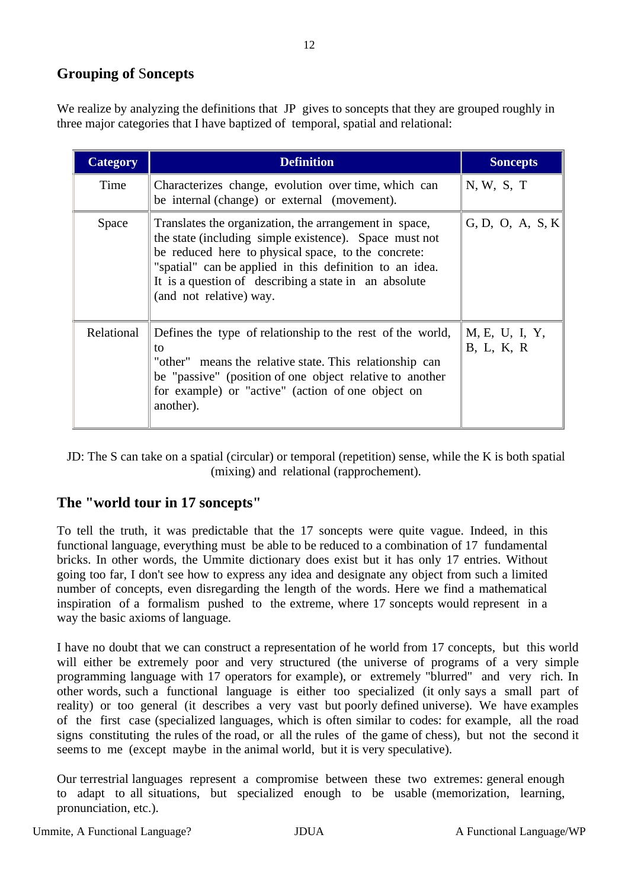## Grouping of Soncepts

We realize by analyzing the definitions that JP gives to soncepts that they are grouped roughly in three major categories that I have baptized of temporal, spatial and relational:

| Category | Definition | Soncepts |
|---|---|---|
| Time | Characterizes change, evolution over time, which can be internal (change) or external (movement). | N, W, S, T |
| Space | Translates the organization, the arrangement in space, the state (including simple existence). Space must not be reduced here to physical space, to the concrete: "spatial" can be applied in this definition to an idea. It is a question of describing a state in an absolute (and not relative) way. | G, D, O, A, S, K |
| Relational | Defines the type of relationship to the rest of the world, to "other" means the relative state. This relationship can be "passive" (position of one object relative to another for example) or "active" (action of one object on another). | M, E, U, I, Y, B, L, K, R |

JD: The S can take on a spatial (circular) or temporal (repetition) sense, while the K is both spatial (mixing) and relational (rapprochement).

## The "world tour in 17 soncepts"

To tell the truth, it was predictable that the 17 soncepts were quite vague. Indeed, in this functional language, everything must be able to be reduced to a combination of 17 fundamental bricks. In other words, the Ummite dictionary does exist but it has only 17 entries. Without going too far, I don't see how to express any idea and designate any object from such a limited number of concepts, even disregarding the length of the words. Here we find a mathematical inspiration of a formalism pushed to the extreme, where 17 soncepts would represent in a way the basic axioms of language.

I have no doubt that we can construct a representation of he world from 17 concepts, but this world will either be extremely poor and very structured (the universe of programs of a very simple programming language with 17 operators for example), or extremely "blurred" and very rich. In other words, such a functional language is either too specialized (it only says a small part of reality) or too general (it describes a very vast but poorly defined universe). We have examples of the first case (specialized languages, which is often similar to codes: for example, all the road signs constituting the rules of the road, or all the rules of the game of chess), but not the second it seems to me (except maybe in the animal world, but it is very speculative).

Our terrestrial languages represent a compromise between these two extremes: general enough to adapt to all situations, but specialized enough to be usable (memorization, learning, pronunciation, etc.).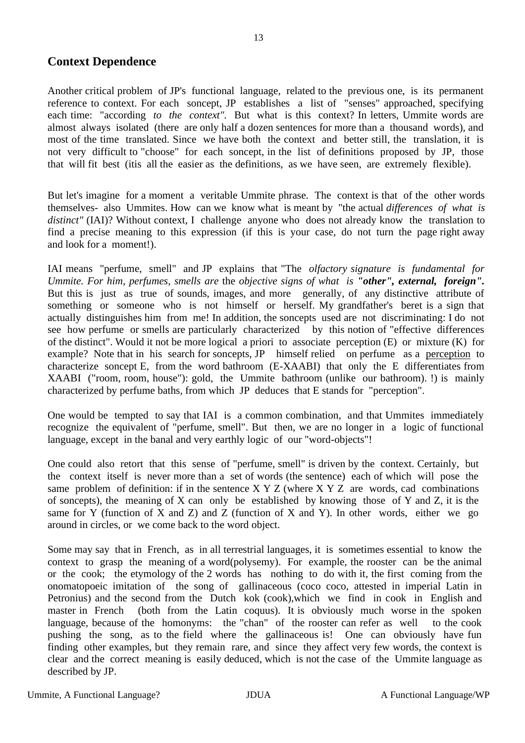## Context Dependence

Another critical problem of JP's functional language, related to the previous one, is its permanent reference to context. For each soncept, JP establishes a list of "senses" approached, specifying each time: "according *to the context"*. But what is this context? In letters, Ummite words are almost always isolated (there are only half a dozen sentences for more than a thousand words), and most of the time translated. Since we have both the context and better still, the translation, it is not very difficult to "choose" for each soncept, in the list of definitions proposed by JP, those that will fit best (itis all the easier as the definitions, as we have seen, are extremely flexible).

But let's imagine for a moment a veritable Ummite phrase. The context is that of the other words themselves- also Ummites. How can we know what is meant by "the actual *differences of what is distinct"* (IAI)? Without context, I challenge anyone who does not already know the translation to find a precise meaning to this expression (if this is your case, do not turn the page right away and look for a moment!).

IAI means "perfume, smell" and JP explains that "The *olfactory signature is fundamental for Ummite. For him, perfumes, smells are* the *objective signs of what is* ***"other", external, foreign".*** But this is just as true of sounds, images, and more generally, of any distinctive attribute of something or someone who is not himself or herself. My grandfather's beret is a sign that actually distinguishes him from me! In addition, the soncepts used are not discriminating: I do not see how perfume or smells are particularly characterized by this notion of "effective differences of the distinct". Would it not be more logical a priori to associate perception (E) or mixture (K) for example? Note that in his search for soncepts, JP himself relied on perfume as a perception to characterize soncept E, from the word bathroom (E-XAABI) that only the E differentiates from XAABI ("room, room, house"): gold, the Ummite bathroom (unlike our bathroom). !) is mainly characterized by perfume baths, from which JP deduces that E stands for "perception".

One would be tempted to say that IAI is a common combination, and that Ummites immediately recognize the equivalent of "perfume, smell". But then, we are no longer in a logic of functional language, except in the banal and very earthly logic of our "word-objects"!

One could also retort that this sense of "perfume, smell" is driven by the context. Certainly, but the context itself is never more than a set of words (the sentence) each of which will pose the same problem of definition: if in the sentence X Y Z (where X Y Z are words, cad combinations of soncepts), the meaning of X can only be established by knowing those of Y and Z, it is the same for Y (function of X and Z) and Z (function of X and Y). In other words, either we go around in circles, or we come back to the word object.

Some may say that in French, as in all terrestrial languages, it is sometimes essential to know the context to grasp the meaning of a word(polysemy). For example, the rooster can be the animal or the cook; the etymology of the 2 words has nothing to do with it, the first coming from the onomatopoeic imitation of the song of gallinaceous (coco coco, attested in imperial Latin in Petronius) and the second from the Dutch kok (cook),which we find in cook in English and master in French (both from the Latin coquus). It is obviously much worse in the spoken language, because of the homonyms: the "chan" of the rooster can refer as well to the cook pushing the song, as to the field where the gallinaceous is! One can obviously have fun finding other examples, but they remain rare, and since they affect very few words, the context is clear and the correct meaning is easily deduced, which is not the case of the Ummite language as described by JP.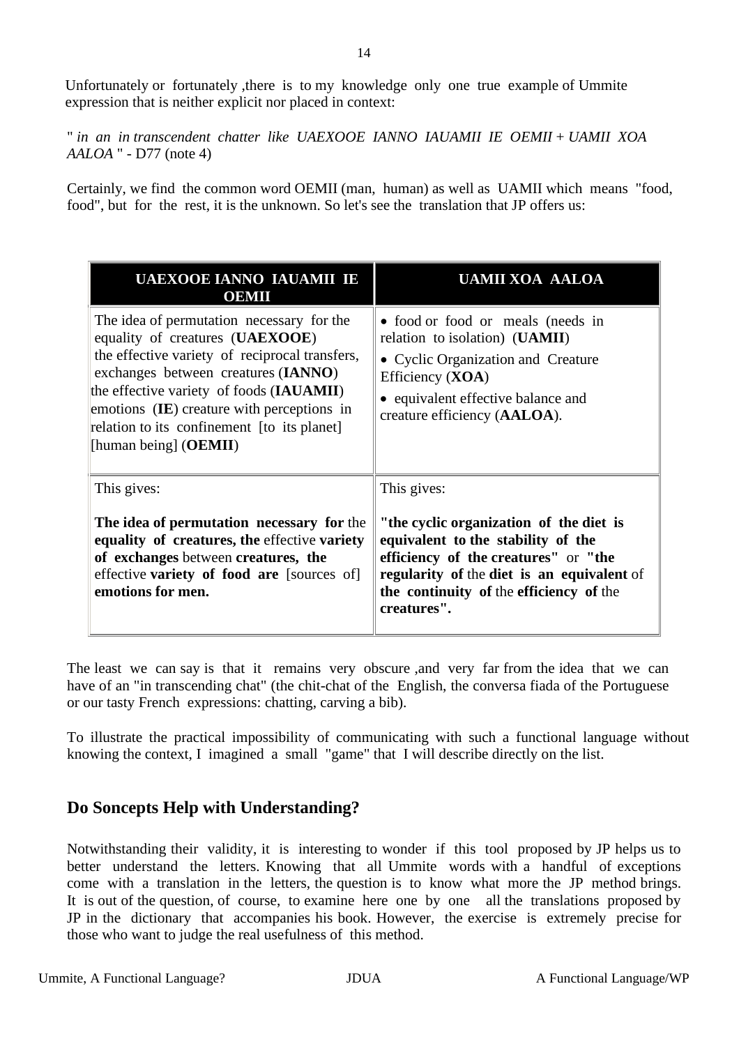Unfortunately or fortunately ,there is to my knowledge only one true example of Ummite expression that is neither explicit nor placed in context:

" *in an in transcendent chatter like UAEXOOE IANNO IAUAMII IE OEMII* + *UAMII XOA AALOA* " - D77 (note 4)

Certainly, we find the common word OEMII (man, human) as well as UAMII which means "food, food", but for the rest, it is the unknown. So let's see the translation that JP offers us:

| UAEXOOE IANNO IAUAMII IE OEMII | UAMII XOA AALOA |
|---|---|
| The idea of permutation necessary for the equality of creatures (**UAEXOOE**) the effective variety of reciprocal transfers, exchanges between creatures (**IANNO**) the effective variety of foods (**IAUAMII**) emotions (**IE**) creature with perceptions in relation to its confinement [to its planet] [human being] (**OEMII**) | • food or food or meals (needs in relation to isolation) (**UAMII**)<br>• Cyclic Organization and Creature Efficiency (**XOA**)<br>• equivalent effective balance and creature efficiency (**AALOA**). |
| This gives:<br><br>**The idea of permutation necessary for** the **equality of creatures, the** effective **variety of exchanges** between **creatures, the** effective **variety of food are** [sources of] **emotions for men.** | This gives:<br><br>**"the cyclic organization of the diet is equivalent to the stability of the efficiency of the creatures"** or **"the regularity of** the **diet is an equivalent** of **the continuity of** the **efficiency of** the **creatures".** |

The least we can say is that it remains very obscure ,and very far from the idea that we can have of an "in transcending chat" (the chit-chat of the English, the conversa fiada of the Portuguese or our tasty French expressions: chatting, carving a bib).

To illustrate the practical impossibility of communicating with such a functional language without knowing the context, I imagined a small "game" that I will describe directly on the list.

## Do Soncepts Help with Understanding?

Notwithstanding their validity, it is interesting to wonder if this tool proposed by JP helps us to better understand the letters. Knowing that all Ummite words with a handful of exceptions come with a translation in the letters, the question is to know what more the JP method brings. It is out of the question, of course, to examine here one by one all the translations proposed by JP in the dictionary that accompanies his book. However, the exercise is extremely precise for those who want to judge the real usefulness of this method.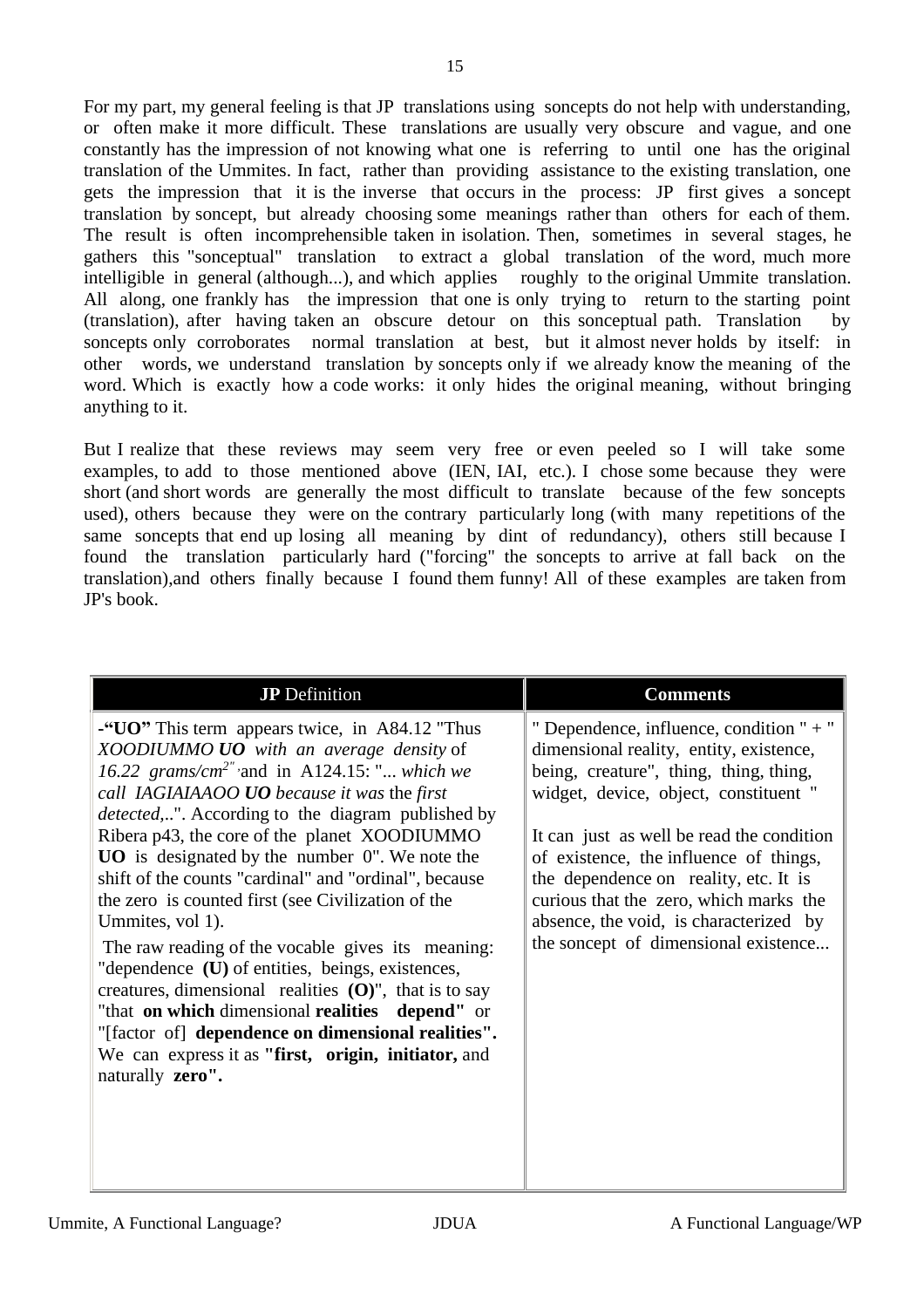For my part, my general feeling is that JP translations using soncepts do not help with understanding, or often make it more difficult. These translations are usually very obscure and vague, and one constantly has the impression of not knowing what one is referring to until one has the original translation of the Ummites. In fact, rather than providing assistance to the existing translation, one gets the impression that it is the inverse that occurs in the process: JP first gives a soncept translation by soncept, but already choosing some meanings rather than others for each of them. The result is often incomprehensible taken in isolation. Then, sometimes in several stages, he gathers this "sonceptual" translation to extract a global translation of the word, much more intelligible in general (although...), and which applies roughly to the original Ummite translation. All along, one frankly has the impression that one is only trying to return to the starting point (translation), after having taken an obscure detour on this sonceptual path. Translation by soncepts only corroborates normal translation at best, but it almost never holds by itself: in other words, we understand translation by soncepts only if we already know the meaning of the word. Which is exactly how a code works: it only hides the original meaning, without bringing anything to it.

But I realize that these reviews may seem very free or even peeled so I will take some examples, to add to those mentioned above (IEN, IAI, etc.). I chose some because they were short (and short words are generally the most difficult to translate because of the few soncepts used), others because they were on the contrary particularly long (with many repetitions of the same soncepts that end up losing all meaning by dint of redundancy), others still because I found the translation particularly hard ("forcing" the soncepts to arrive at fall back on the translation),and others finally because I found them funny! All of these examples are taken from JP's book.

| **JP** Definition | **Comments** |
|---|---|
| -**"UO"** This term appears twice, in A84.12 "Thus *XOODIUMMO **UO** with an average density* of *16.22 grams/cm$^{2}$*" and in A124.15: "*... which we call IAGIAIAAOO **UO** because it was* the *first detected*,..". According to the diagram published by Ribera p43, the core of the planet XOODIUMMO **UO** is designated by the number 0". We note the shift of the counts "cardinal" and "ordinal", because the zero is counted first (see Civilization of the Ummites, vol 1).<br><br>The raw reading of the vocable gives its meaning: "dependence **(U)** of entities, beings, existences, creatures, dimensional realities **(O)**", that is to say "that **on which** dimensional **realities depend"** or "[factor of] **dependence on dimensional realities".** We can express it as **"first, origin, initiator,** and naturally **zero".** | " Dependence, influence, condition " + " dimensional reality, entity, existence, being, creature", thing, thing, thing, widget, device, object, constituent "<br><br>It can just as well be read the condition of existence, the influence of things, the dependence on reality, etc. It is curious that the zero, which marks the absence, the void, is characterized by the soncept of dimensional existence... |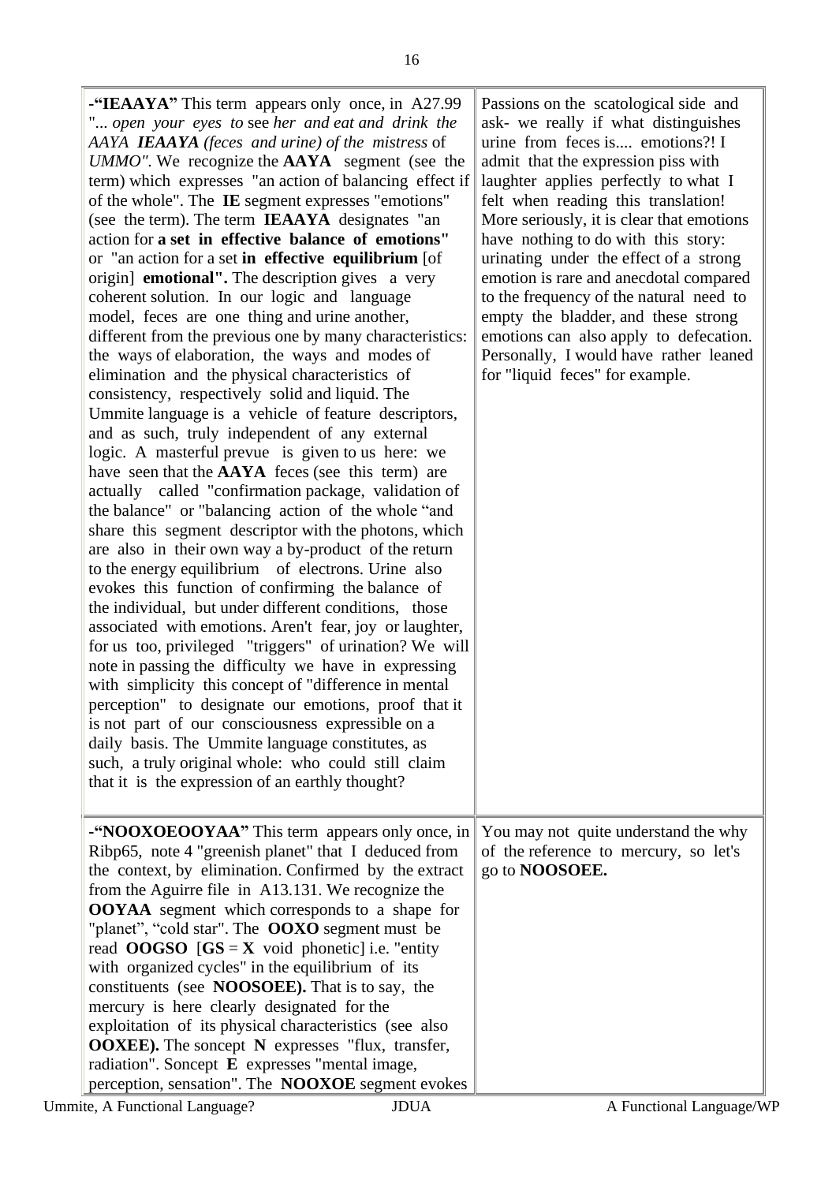| | |
|---|---|
| **-"IEAAYA"** This term appears only once, in A27.99 "*... open your eyes to* see *her and eat and drink the AAYA* ***IEAAYA*** *(feces and urine) of the mistress* of *UMMO"*. We recognize the **AAYA** segment (see the term) which expresses "an action of balancing effect if of the whole". The **IE** segment expresses "emotions" (see the term). The term **IEAAYA** designates "an action for **a set in effective balance of emotions"** or "an action for a set **in effective equilibrium** [of origin] **emotional".** The description gives a very coherent solution. In our logic and language model, feces are one thing and urine another, different from the previous one by many characteristics: the ways of elaboration, the ways and modes of elimination and the physical characteristics of consistency, respectively solid and liquid. The Ummite language is a vehicle of feature descriptors, and as such, truly independent of any external logic. A masterful prevue is given to us here: we have seen that the **AAYA** feces (see this term) are actually called "confirmation package, validation of the balance" or "balancing action of the whole "and share this segment descriptor with the photons, which are also in their own way a by-product of the return to the energy equilibrium of electrons. Urine also evokes this function of confirming the balance of the individual, but under different conditions, those associated with emotions. Aren't fear, joy or laughter, for us too, privileged "triggers" of urination? We will note in passing the difficulty we have in expressing with simplicity this concept of "difference in mental perception" to designate our emotions, proof that it is not part of our consciousness expressible on a daily basis. The Ummite language constitutes, as such, a truly original whole: who could still claim that it is the expression of an earthly thought? | Passions on the scatological side and ask- we really if what distinguishes urine from feces is.... emotions?! I admit that the expression piss with laughter applies perfectly to what I felt when reading this translation! More seriously, it is clear that emotions have nothing to do with this story: urinating under the effect of a strong emotion is rare and anecdotal compared to the frequency of the natural need to empty the bladder, and these strong emotions can also apply to defecation. Personally, I would have rather leaned for "liquid feces" for example. |
| **-"NOOXOEOOYAA"** This term appears only once, in Ribp65, note 4 "greenish planet" that I deduced from the context, by elimination. Confirmed by the extract from the Aguirre file in A13.131. We recognize the **OOYAA** segment which corresponds to a shape for "planet", "cold star". The **OOXO** segment must be read **OOGSO** [**GS** = **X** void phonetic] i.e. "entity with organized cycles" in the equilibrium of its constituents (see **NOOSOEE).** That is to say, the mercury is here clearly designated for the exploitation of its physical characteristics (see also **OOXEE).** The soncept **N** expresses "flux, transfer, radiation". Soncept **E** expresses "mental image, perception, sensation". The **NOOXOE** segment evokes | You may not quite understand the why of the reference to mercury, so let's go to **NOOSOEE.** |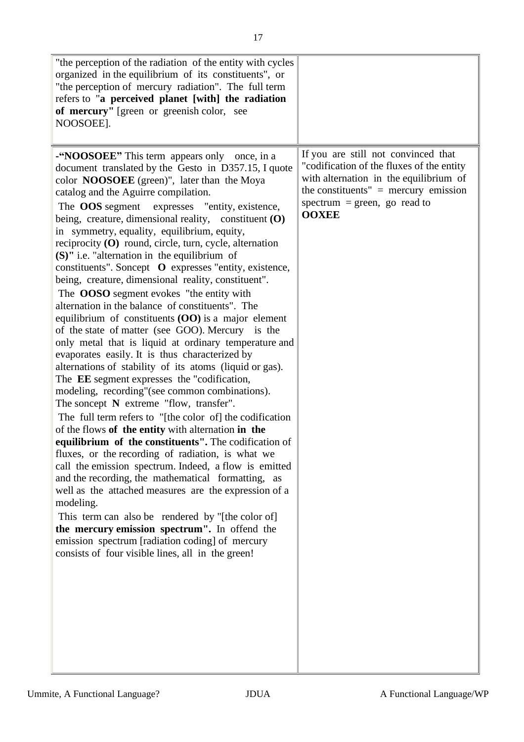| | |
|---|---|
| "the perception of the radiation of the entity with cycles organized in the equilibrium of its constituents", or "the perception of mercury radiation". The full term refers to "**a perceived planet [with] the radiation of mercury"** [green or greenish color, see NOOSOEE]. | |
| -**"NOOSOEE"** This term appears only once, in a document translated by the Gesto in D357.15, I quote color **NOOSOEE** (green)", later than the Moya catalog and the Aguirre compilation.<br>The **OOS** segment expresses "entity, existence, being, creature, dimensional reality, constituent **(O)** in symmetry, equality, equilibrium, equity, reciprocity **(O)** round, circle, turn, cycle, alternation **(S)"** i.e. "alternation in the equilibrium of constituents". Soncept **O** expresses "entity, existence, being, creature, dimensional reality, constituent".<br>The **OOSO** segment evokes "the entity with alternation in the balance of constituents". The equilibrium of constituents **(OO)** is a major element of the state of matter (see GOO). Mercury is the only metal that is liquid at ordinary temperature and evaporates easily. It is thus characterized by alternations of stability of its atoms (liquid or gas). The **EE** segment expresses the "codification, modeling, recording"(see common combinations). The soncept **N** extreme "flow, transfer".<br>The full term refers to "[the color of] the codification of the flows **of the entity** with alternation **in the equilibrium of the constituents".** The codification of fluxes, or the recording of radiation, is what we call the emission spectrum. Indeed, a flow is emitted and the recording, the mathematical formatting, as well as the attached measures are the expression of a modeling.<br>This term can also be rendered by "[the color of] **the mercury emission spectrum".** In offend the emission spectrum [radiation coding] of mercury consists of four visible lines, all in the green! | If you are still not convinced that "codification of the fluxes of the entity with alternation in the equilibrium of the constituents" = mercury emission spectrum = green, go read to **OOXEE** |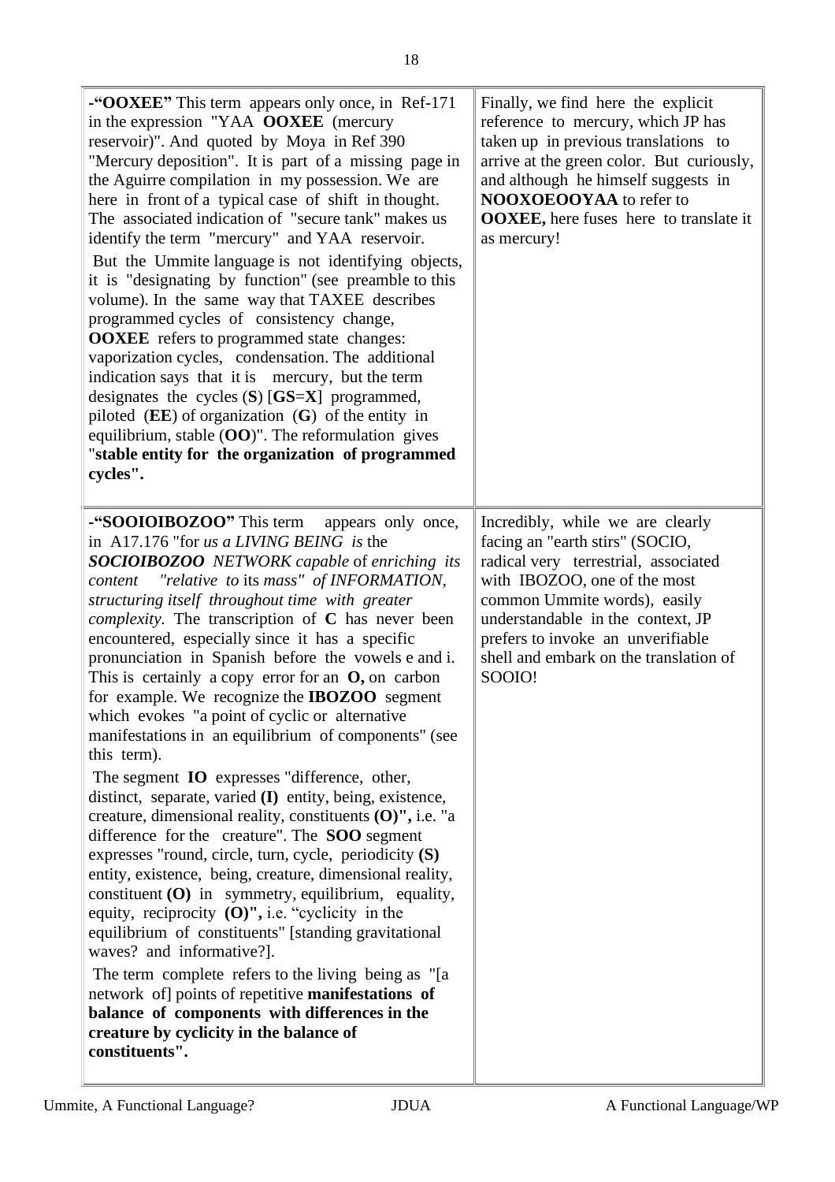| | |
|---|---|
| **-"OOXEE"** This term appears only once, in Ref-171 in the expression "YAA **OOXEE** (mercury reservoir)". And quoted by Moya in Ref 390 "Mercury deposition". It is part of a missing page in the Aguirre compilation in my possession. We are here in front of a typical case of shift in thought. The associated indication of "secure tank" makes us identify the term "mercury" and YAA reservoir.<br><br>But the Ummite language is not identifying objects, it is "designating by function" (see preamble to this volume). In the same way that TAXEE describes programmed cycles of consistency change, **OOXEE** refers to programmed state changes: vaporization cycles, condensation. The additional indication says that it is mercury, but the term designates the cycles (**S**) [**GS**=**X**] programmed, piloted (**EE**) of organization (**G**) of the entity in equilibrium, stable (**OO**)". The reformulation gives "**stable entity for the organization of programmed cycles".** | Finally, we find here the explicit reference to mercury, which JP has taken up in previous translations to arrive at the green color. But curiously, and although he himself suggests in **NOOXOEOOYAA** to refer to **OOXEE,** here fuses here to translate it as mercury! |
| **-"SOOIOIBOZOO"** This term appears only once, in A17.176 "for *us a LIVING BEING is* the ***SOCIOIBOZOO*** *NETWORK capable* of *enriching its content "relative to* its *mass" of INFORMATION, structuring itself throughout time with greater complexity.* The transcription of **C** has never been encountered, especially since it has a specific pronunciation in Spanish before the vowels e and i. This is certainly a copy error for an **O,** on carbon for example. We recognize the **IBOZOO** segment which evokes "a point of cyclic or alternative manifestations in an equilibrium of components" (see this term).<br><br>The segment **IO** expresses "difference, other, distinct, separate, varied **(I)** entity, being, existence, creature, dimensional reality, constituents **(O)",** i.e. "a difference for the creature". The **SOO** segment expresses "round, circle, turn, cycle, periodicity **(S)** entity, existence, being, creature, dimensional reality, constituent **(O)** in symmetry, equilibrium, equality, equity, reciprocity **(O)",** i.e. "cyclicity in the equilibrium of constituents" [standing gravitational waves? and informative?].<br><br>The term complete refers to the living being as "[a network of] points of repetitive **manifestations of balance of components with differences in the creature by cyclicity in the balance of constituents".** | Incredibly, while we are clearly facing an "earth stirs" (SOCIO, radical very terrestrial, associated with IBOZOO, one of the most common Ummite words), easily understandable in the context, JP prefers to invoke an unverifiable shell and embark on the translation of SOOIO! |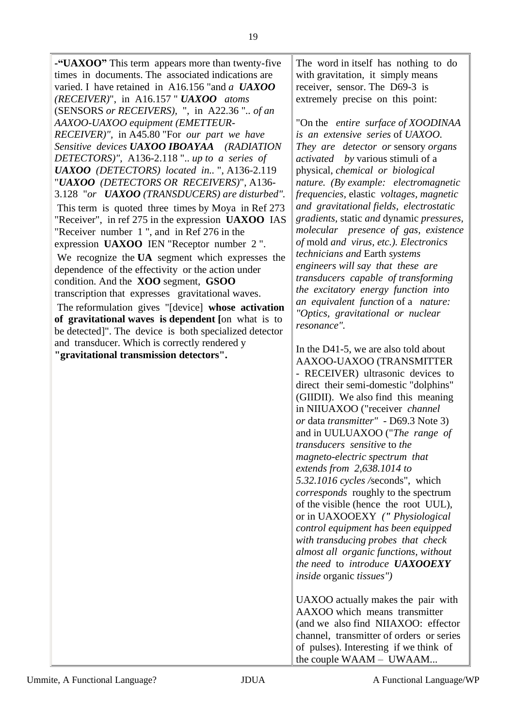-**"UAXOO"** This term appears more than twenty-five times in documents. The associated indications are varied. I have retained in A16.156 "and *a* ***UAXOO (RECEIVER)***", in A16.157 " ***UAXOO*** *atoms* (SENSORS *or RECEIVERS),* ", in A22.36 ".. *of an AAXOO-UAXOO equipment (EMETTEUR-RECEIVER)"*, in A45.80 "For *our part we have Sensitive devices* ***UAXOO IBOAYAA*** *(RADIATION DETECTORS)"*, A136-2.118 ".. *up to a series of* ***UAXOO*** *(DETECTORS) located in..* ", A136-2.119 "***UAXOO*** *(DETECTORS OR RECEIVERS)*", A136-3.128 "*or* ***UAXOO*** *(TRANSDUCERS) are disturbed".*

This term is quoted three times by Moya in Ref 273 "Receiver", in ref 275 in the expression **UAXOO** IAS "Receiver number 1 ", and in Ref 276 in the expression **UAXOO** IEN "Receptor number 2 ".

We recognize the **UA** segment which expresses the dependence of the effectivity or the action under condition. And the **XOO** segment, **GSOO** transcription that expresses gravitational waves.

The reformulation gives "[device] **whose activation of gravitational waves is dependent [**on what is to be detected]". The device is both specialized detector and transducer. Which is correctly rendered y **"gravitational transmission detectors".**

The word in itself has nothing to do with gravitation, it simply means receiver, sensor. The D69-3 is extremely precise on this point:

"On the *entire surface of XOODINAA is an extensive series* of *UAXOO. They are detector or* sensory *organs activated by* various stimuli of a physical, *chemical or biological nature. (By example: electromagnetic frequencies*, elastic *voltages, magnetic and gravitational fields, electrostatic gradients,* static *and* dynamic *pressures, molecular presence of gas, existence of* mold *and virus, etc.). Electronics technicians and* Earth *systems engineers will say that these are transducers capable of transforming the excitatory energy function into an equivalent function* of a *nature: "Optics, gravitational or nuclear resonance".*

In the D41-5, we are also told about AAXOO-UAXOO (TRANSMITTER - RECEIVER) ultrasonic devices to direct their semi-domestic "dolphins" (GIIDII). We also find this meaning in NIIUAXOO ("receiver *channel or* data *transmitter"* - D69.3 Note 3) and in UULUAXOO ("*The range of transducers sensitive* to *the magneto-electric spectrum that extends from 2,638.1014 to 5.32.1016 cycles /*seconds", which *corresponds* roughly to the spectrum of the visible (hence the root UUL), or in UAXOOEXY *(" Physiological control equipment has been equipped with transducing probes that check almost all organic functions*, *without the need* to *introduce* ***UAXOOEXY*** *inside* organic *tissues")*

UAXOO actually makes the pair with AAXOO which means transmitter (and we also find NIIAXOO: effector channel, transmitter of orders or series of pulses). Interesting if we think of the couple WAAM – UWAAM...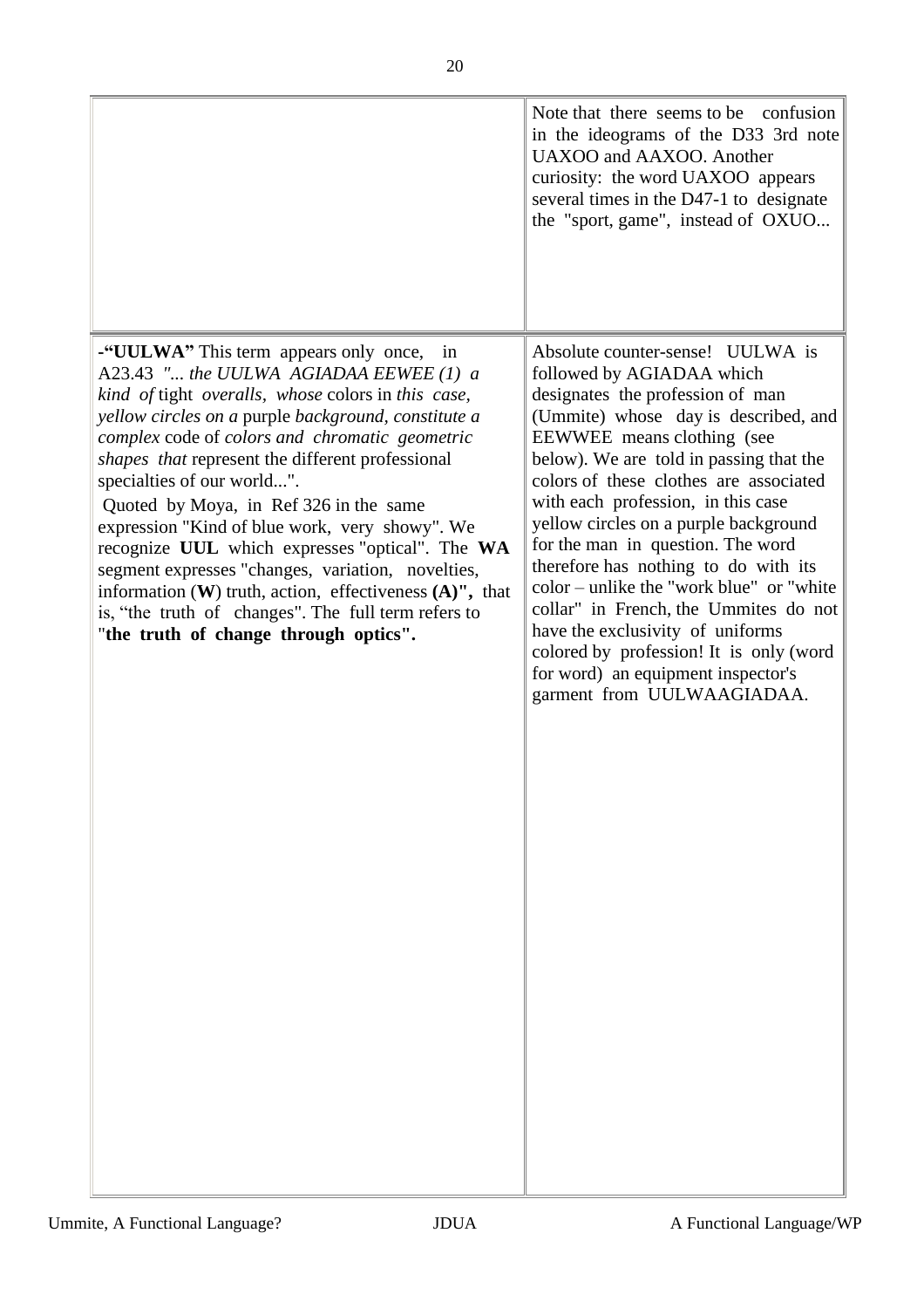| | |
|---|---|
| | Note that there seems to be confusion in the ideograms of the D33 3rd note UAXOO and AAXOO. Another curiosity: the word UAXOO appears several times in the D47-1 to designate the "sport, game", instead of OXUO... |
| **-"UULWA"** This term appears only once, in A23.43 *"... the UULWA AGIADAA EEWEE (1) a kind of* tight *overalls, whose* colors in *this case, yellow circles on a* purple *background, constitute a complex* code of *colors and chromatic geometric shapes that* represent the different professional specialties of our world...". Quoted by Moya, in Ref 326 in the same expression "Kind of blue work, very showy". We recognize **UUL** which expresses "optical". The **WA** segment expresses "changes, variation, novelties, information (**W**) truth, action, effectiveness **(A)",** that is, "the truth of changes". The full term refers to "**the truth of change through optics".** | Absolute counter-sense! UULWA is followed by AGIADAA which designates the profession of man (Ummite) whose day is described, and EEWWEE means clothing (see below). We are told in passing that the colors of these clothes are associated with each profession, in this case yellow circles on a purple background for the man in question. The word therefore has nothing to do with its color – unlike the "work blue" or "white collar" in French, the Ummites do not have the exclusivity of uniforms colored by profession! It is only (word for word) an equipment inspector's garment from UULWAAGIADAA. |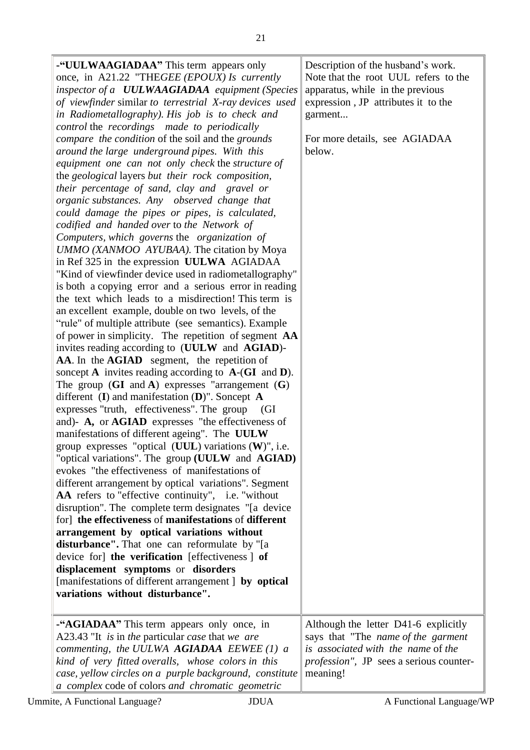| | |
|---|---|
| **-"UULWAAGIADAA"** This term appears only once, in A21.22 "THE*GEE (EPOUX) Is currently inspector of a* ***UULWAAGIADAA*** *equipment (Species of viewfinder* similar *to terrestrial X-ray devices used in Radiometallography). His job is to check and control* the *recordings made to periodically compare the condition* of the soil and the *grounds around the large underground pipes. With this equipment one can not only check* the *structure of* the *geological* layers *but their rock composition, their percentage of sand, clay and gravel or organic substances. Any observed change that could damage the pipes or pipes, is calculated, codified and handed over* to *the Network of Computers, which governs* the *organization of UMMO (XANMOO AYUBAA).* The citation by Moya in Ref 325 in the expression **UULWA** AGIADAA "Kind of viewfinder device used in radiometallography" is both a copying error and a serious error in reading the text which leads to a misdirection! This term is an excellent example, double on two levels, of the "rule" of multiple attribute (see semantics). Example of power in simplicity. The repetition of segment **AA** invites reading according to (**UULW** and **AGIAD**)-**AA**. In the **AGIAD** segment, the repetition of soncept **A** invites reading according to **A**-(**GI** and **D**). The group (**GI** and **A**) expresses "arrangement (**G**) different (**I**) and manifestation (**D**)". Soncept **A** expresses "truth, effectiveness". The group (GI and)- **A,** or **AGIAD** expresses "the effectiveness of manifestations of different ageing". The **UULW** group expresses "optical (**UUL**) variations (**W**)", i.e. "optical variations". The group **(UULW** and **AGIAD)** evokes "the effectiveness of manifestations of different arrangement by optical variations". Segment **AA** refers to "effective continuity", i.e. "without disruption". The complete term designates "[a device for] **the effectiveness** of **manifestations** of **different arrangement by optical variations without disturbance".** That one can reformulate by "[a device for] **the verification** [effectiveness ] **of displacement symptoms** or **disorders** [manifestations of different arrangement ] **by optical variations without disturbance".** | Description of the husband's work. Note that the root UUL refers to the apparatus, while in the previous expression , JP attributes it to the garment...<br><br>For more details, see AGIADAA below. |
| **-"AGIADAA"** This term appears only once, in A23.43 "It *is* in *the* particular *case* that *we are commenting, the UULWA* ***AGIADAA*** *EEWEE (1) a kind of very fitted overalls, whose colors in this case, yellow circles on a purple background, constitute a complex* code of colors *and chromatic geometric* | Although the letter D41-6 explicitly says that "The *name of the garment is associated with the name* of *the profession",* JP sees a serious counter-meaning! |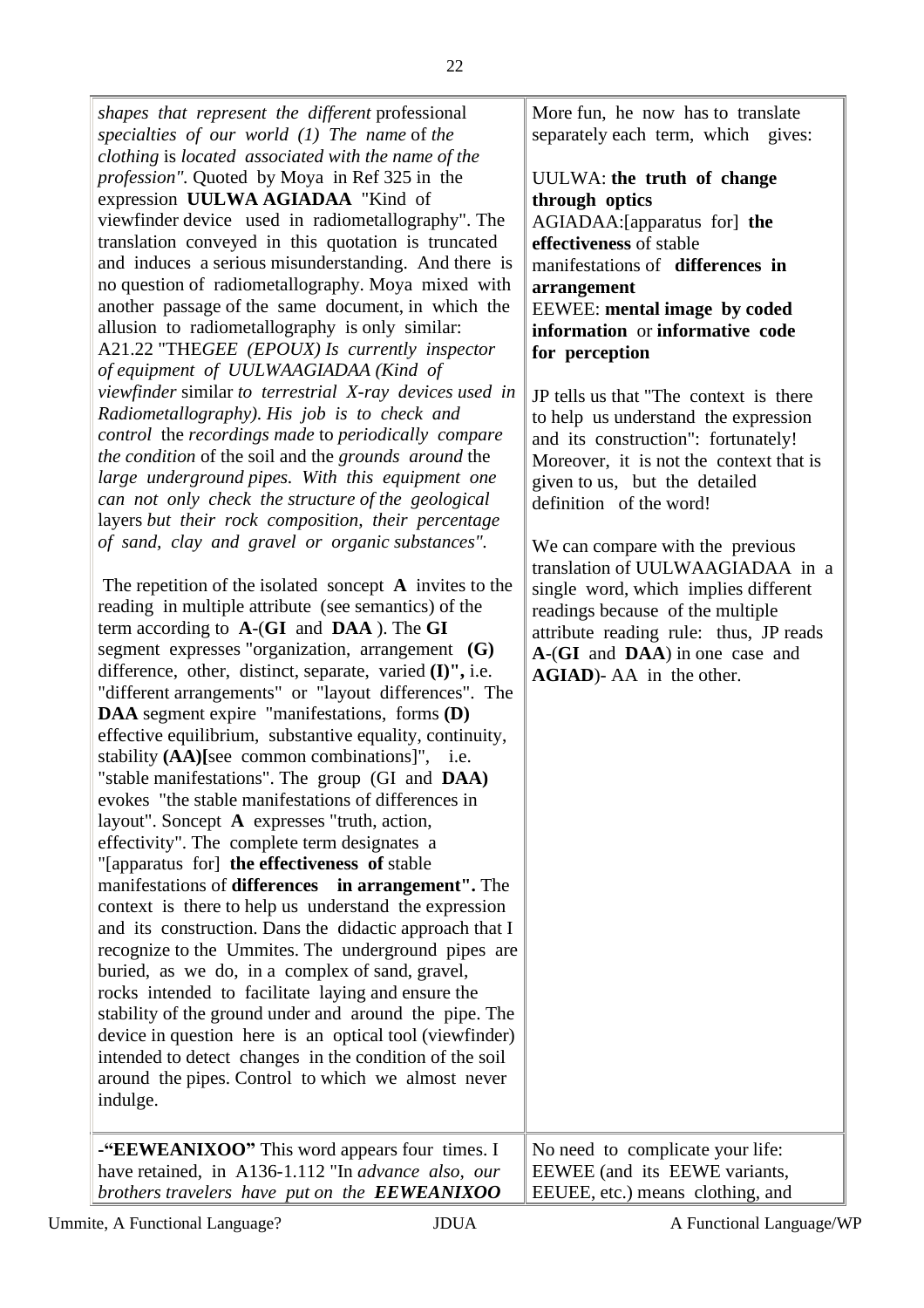| | |
|---|---|
| *shapes that represent the different* professional *specialties of our world (1) The name* of *the clothing* is *located associated with the name of the profession"*. Quoted by Moya in Ref 325 in the expression **UULWA AGIADAA** "Kind of viewfinder device used in radiometallography". The translation conveyed in this quotation is truncated and induces a serious misunderstanding. And there is no question of radiometallography. Moya mixed with another passage of the same document, in which the allusion to radiometallography is only similar: A21.22 "THE*GEE (EPOUX) Is currently inspector of equipment of UULWAAGIADAA (Kind of viewfinder* similar *to terrestrial X-ray devices used in Radiometallography). His job is to check and control* the *recordings made* to *periodically compare the condition* of the soil and the *grounds around* the *large underground pipes. With this equipment one can not only check the structure of the geological* layers *but their rock composition, their percentage of sand, clay and gravel or organic substances".*<br><br>The repetition of the isolated soncept **A** invites to the reading in multiple attribute (see semantics) of the term according to **A**-(**GI** and **DAA** ). The **GI** segment expresses "organization, arrangement **(G)** difference, other, distinct, separate, varied **(I)",** i.e. "different arrangements" or "layout differences". The **DAA** segment expire "manifestations, forms **(D)** effective equilibrium, substantive equality, continuity, stability **(AA)[**see common combinations]", i.e. "stable manifestations". The group (GI and **DAA)** evokes "the stable manifestations of differences in layout". Soncept **A** expresses "truth, action, effectivity". The complete term designates a "[apparatus for] **the effectiveness of** stable manifestations of **differences in arrangement".** The context is there to help us understand the expression and its construction. Dans the didactic approach that I recognize to the Ummites. The underground pipes are buried, as we do, in a complex of sand, gravel, rocks intended to facilitate laying and ensure the stability of the ground under and around the pipe. The device in question here is an optical tool (viewfinder) intended to detect changes in the condition of the soil around the pipes. Control to which we almost never indulge. | More fun, he now has to translate separately each term, which gives:<br><br>UULWA: **the truth of change through optics**<br>AGIADAA:[apparatus for] **the effectiveness** of stable manifestations of **differences in arrangement**<br>EEWEE: **mental image by coded information** or **informative code for perception**<br><br>JP tells us that "The context is there to help us understand the expression and its construction": fortunately! Moreover, it is not the context that is given to us, but the detailed definition of the word!<br><br>We can compare with the previous translation of UULWAAGIADAA in a single word, which implies different readings because of the multiple attribute reading rule: thus, JP reads **A**-(**GI** and **DAA**) in one case and **AGIAD**)- AA in the other. |
| **-"EEWEANIXOO"** This word appears four times. I have retained, in A136-1.112 "In *advance also, our brothers travelers have put on the* ***EEWEANIXOO*** | No need to complicate your life: EEWEE (and its EEWE variants, EEUEE, etc.) means clothing, and |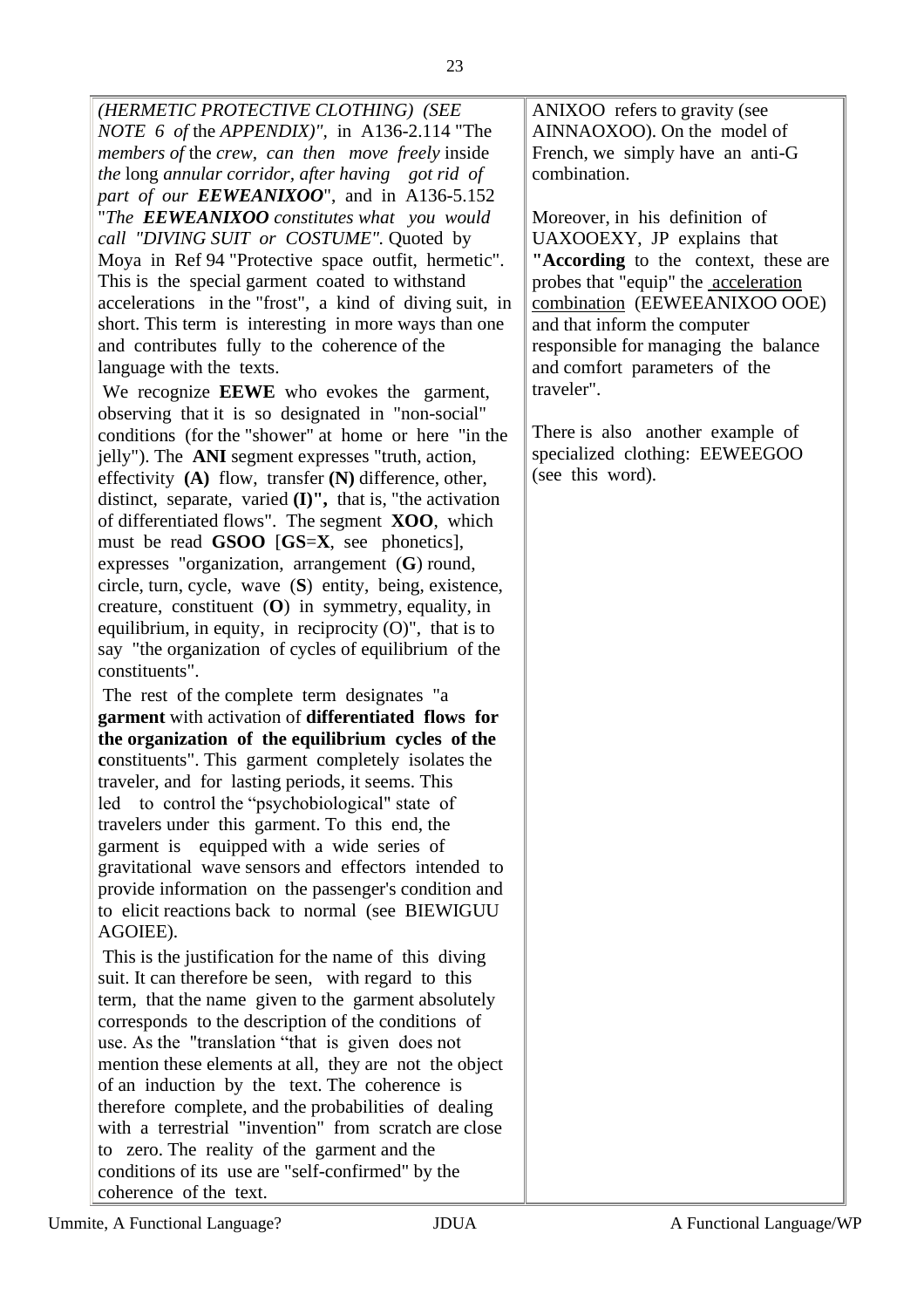*(HERMETIC PROTECTIVE CLOTHING) (SEE NOTE 6 of* the *APPENDIX)"*, in A136-2.114 "The *members of* the *crew, can then move freely* inside *the* long *annular corridor, after having got rid of part of our* ***EEWEANIXOO***", and in A136-5.152 "*The* ***EEWEANIXOO*** *constitutes what you would call "DIVING SUIT or COSTUME"*. Quoted by Moya in Ref 94 "Protective space outfit, hermetic". This is the special garment coated to withstand accelerations in the "frost", a kind of diving suit, in short. This term is interesting in more ways than one and contributes fully to the coherence of the language with the texts.

We recognize **EEWE** who evokes the garment, observing that it is so designated in "non-social" conditions (for the "shower" at home or here "in the jelly"). The **ANI** segment expresses "truth, action, effectivity **(A)** flow, transfer **(N)** difference, other, distinct, separate, varied **(I)",** that is, "the activation of differentiated flows". The segment **XOO**, which must be read **GSOO** [**GS**=**X**, see phonetics], expresses "organization, arrangement (**G**) round, circle, turn, cycle, wave (**S**) entity, being, existence, creature, constituent (**O**) in symmetry, equality, in equilibrium, in equity, in reciprocity (O)", that is to say "the organization of cycles of equilibrium of the constituents".

The rest of the complete term designates "a **garment** with activation of **differentiated flows for the organization of the equilibrium cycles of the c**onstituents". This garment completely isolates the traveler, and for lasting periods, it seems. This led to control the "psychobiological" state of travelers under this garment. To this end, the garment is equipped with a wide series of gravitational wave sensors and effectors intended to provide information on the passenger's condition and to elicit reactions back to normal (see BIEWIGUU AGOIEE).

This is the justification for the name of this diving suit. It can therefore be seen, with regard to this term, that the name given to the garment absolutely corresponds to the description of the conditions of use. As the "translation "that is given does not mention these elements at all, they are not the object of an induction by the text. The coherence is therefore complete, and the probabilities of dealing with a terrestrial "invention" from scratch are close to zero. The reality of the garment and the conditions of its use are "self-confirmed" by the coherence of the text.

ANIXOO refers to gravity (see AINNAOXOO). On the model of French, we simply have an anti-G combination.

Moreover, in his definition of UAXOOEXY, JP explains that **"According** to the context, these are probes that "equip" the acceleration combination (EEWEEANIXOO OOE) and that inform the computer responsible for managing the balance and comfort parameters of the traveler".

There is also another example of specialized clothing: EEWEEGOO (see this word).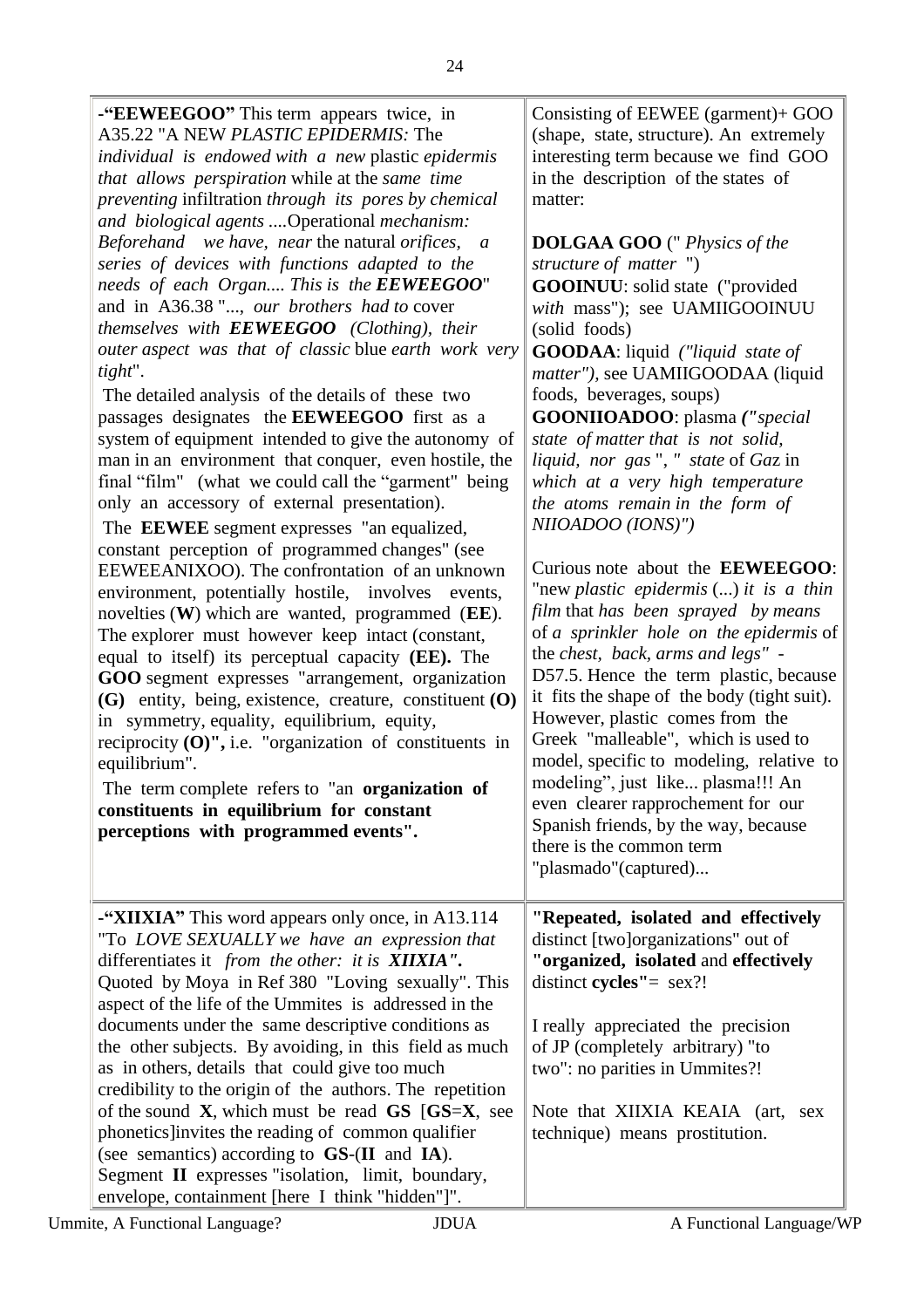| | |
|---|---|
| **-"EEWEEGOO"** This term appears twice, in A35.22 "A NEW *PLASTIC EPIDERMIS: The individual is endowed with a new* plastic *epidermis that allows perspiration* while at the *same time preventing* infiltration *through its pores by chemical and biological agents* ....Operational *mechanism: Beforehand we have, near* the natural *orifices, a series of devices with functions adapted to the needs of each Organ.... This is the **EEWEEGOO**"* and in A36.38 "..., *our brothers had to* cover *themselves with **EEWEEGOO** (Clothing), their outer aspect was that of classic* blue *earth work very tight*".<br><br>The detailed analysis of the details of these two passages designates the **EEWEEGOO** first as a system of equipment intended to give the autonomy of man in an environment that conquer, even hostile, the final "film" (what we could call the "garment" being only an accessory of external presentation).<br><br>The **EEWEE** segment expresses "an equalized, constant perception of programmed changes" (see EEWEEANIXOO). The confrontation of an unknown environment, potentially hostile, involves events, novelties (**W**) which are wanted, programmed (**EE**). The explorer must however keep intact (constant, equal to itself) its perceptual capacity **(EE).** The **GOO** segment expresses "arrangement, organization **(G)** entity, being, existence, creature, constituent **(O)** in symmetry, equality, equilibrium, equity, reciprocity **(O)",** i.e. "organization of constituents in equilibrium".<br><br>The term complete refers to "an **organization of constituents in equilibrium for constant perceptions with programmed events".** | Consisting of EEWEE (garment)+ GOO (shape, state, structure). An extremely interesting term because we find GOO in the description of the states of matter:<br><br>**DOLGAA GOO** (" *Physics of the structure of matter* ")<br>**GOOINUU**: solid state ("provided *with* mass"); see UAMIIGOOINUU (solid foods)<br>**GOODAA**: liquid *("liquid state of matter")*, see UAMIIGOODAA (liquid foods, beverages, soups)<br>**GOONIIOADOO**: plasma ***("****special state of matter that is not solid, liquid, nor gas* ", " *state* of *Gaz* in *which at a very high temperature the atoms remain in the form of NIIOADOO (IONS)")*<br><br>Curious note about the **EEWEEGOO**: "new *plastic epidermis* (...) *it is a thin film* that *has been sprayed by means* of *a sprinkler hole on the epidermis* of the *chest, back, arms and legs"* - D57.5. Hence the term plastic, because it fits the shape of the body (tight suit). However, plastic comes from the Greek "malleable", which is used to model, specific to modeling, relative to modeling", just like... plasma!!! An even clearer rapprochement for our Spanish friends, by the way, because there is the common term "plasmado"(captured)... |
| **-"XIIXIA"** This word appears only once, in A13.114 "To *LOVE SEXUALLY we have an expression that* differentiates it *from the other: it is **XIIXIA".*** Quoted by Moya in Ref 380 "Loving sexually". This aspect of the life of the Ummites is addressed in the documents under the same descriptive conditions as the other subjects. By avoiding, in this field as much as in others, details that could give too much credibility to the origin of the authors. The repetition of the sound **X**, which must be read **GS** [**GS**=**X**, see phonetics]invites the reading of common qualifier (see semantics) according to **GS**-(**II** and **IA**). Segment **II** expresses "isolation, limit, boundary, envelope, containment [here I think "hidden"]". | **"Repeated, isolated and effectively** distinct [two]organizations" out of **"organized, isolated** and **effectively** distinct **cycles"**= sex?!<br><br>I really appreciated the precision of JP (completely arbitrary) "to two": no parities in Ummites?!<br><br>Note that XIIXIA KEAIA (art, sex technique) means prostitution. |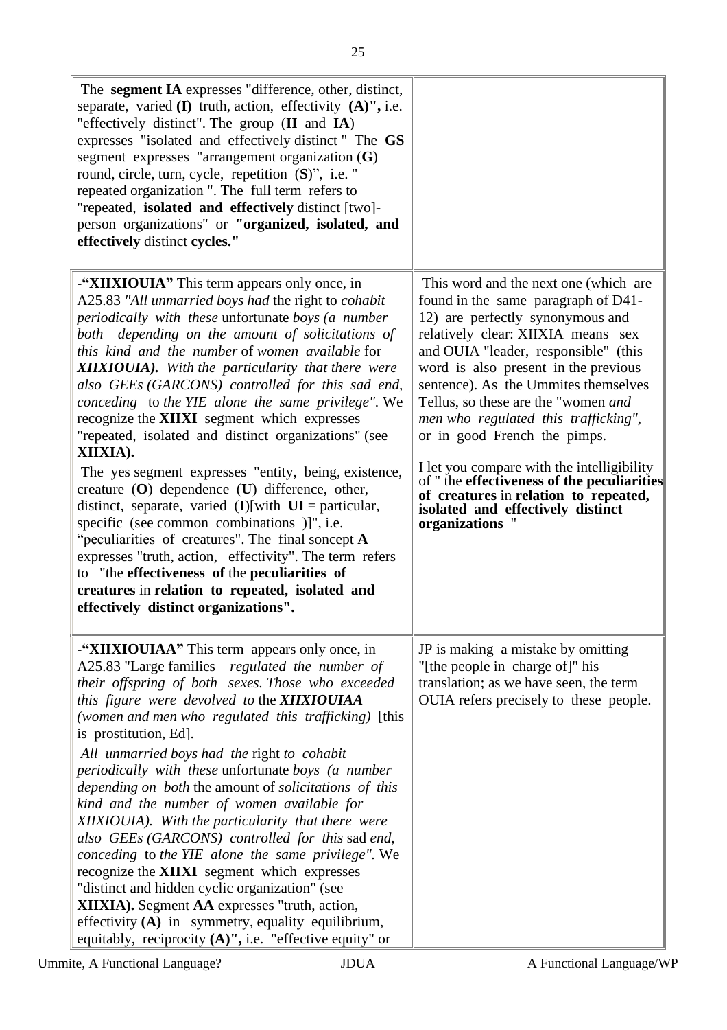| | |
|---|---|
| The **segment IA** expresses "difference, other, distinct, separate, varied **(I)** truth, action, effectivity **(A)",** i.e. "effectively distinct". The group (**II** and **IA**) expresses "isolated and effectively distinct " The **GS** segment expresses "arrangement organization (**G**) round, circle, turn, cycle, repetition (**S**)", i.e. " repeated organization ". The full term refers to "repeated, **isolated and effectively** distinct [two]-person organizations" or **"organized, isolated, and effectively** distinct **cycles."** | |
| **-"XIIXIOUIA"** This term appears only once, in A25.83 *"All unmarried boys had* the right to *cohabit periodically with these* unfortunate *boys (a number both depending on the amount of solicitations of this kind and the number* of *women available* for ***XIIXIOUIA). With the particularity that there were also GEEs (GARCONS) controlled for this sad end, conceding*** to *the YIE alone the same privilege"*. We recognize the **XIIXI** segment which expresses "repeated, isolated and distinct organizations" (see **XIIXIA).**<br><br>The yes segment expresses "entity, being, existence, creature (**O**) dependence (**U**) difference, other, distinct, separate, varied (**I**)[with **UI** = particular, specific (see common combinations )]", i.e. "peculiarities of creatures". The final soncept **A** expresses "truth, action, effectivity". The term refers to "the **effectiveness of** the **peculiarities of creatures** in **relation to repeated, isolated and effectively distinct organizations".** | This word and the next one (which are found in the same paragraph of D41-12) are perfectly synonymous and relatively clear: XIIXIA means sex and OUIA "leader, responsible" (this word is also present in the previous sentence). As the Ummites themselves Tellus, so these are the "women *and men who regulated this trafficking",* or in good French the pimps.<br><br>I let you compare with the intelligibility of " the **effectiveness of the peculiarities of creatures** in **relation to repeated, isolated and effectively distinct organizations** " |
| **-"XIIXIOUIAA"** This term appears only once, in A25.83 "Large families *regulated the number of their offspring of both sexes. Those who exceeded this figure were devolved to* the ***XIIXIOUIAA*** *(women and men who regulated this trafficking)* [this is prostitution, Ed].<br><br>*All unmarried boys had the* right *to cohabit periodically with these* unfortunate *boys (a number depending on both* the amount of *solicitations of this kind and the number of women available for XIIXIOUIA). With the particularity that there were also GEEs (GARCONS) controlled for this* sad *end, conceding* to *the YIE alone the same privilege"*. We recognize the **XIIXI** segment which expresses "distinct and hidden cyclic organization" (see **XIIXIA).** Segment **AA** expresses "truth, action, effectivity **(A)** in symmetry, equality equilibrium, equitably, reciprocity **(A)",** i.e. "effective equity" or | JP is making a mistake by omitting "[the people in charge of]" his translation; as we have seen, the term OUIA refers precisely to these people. |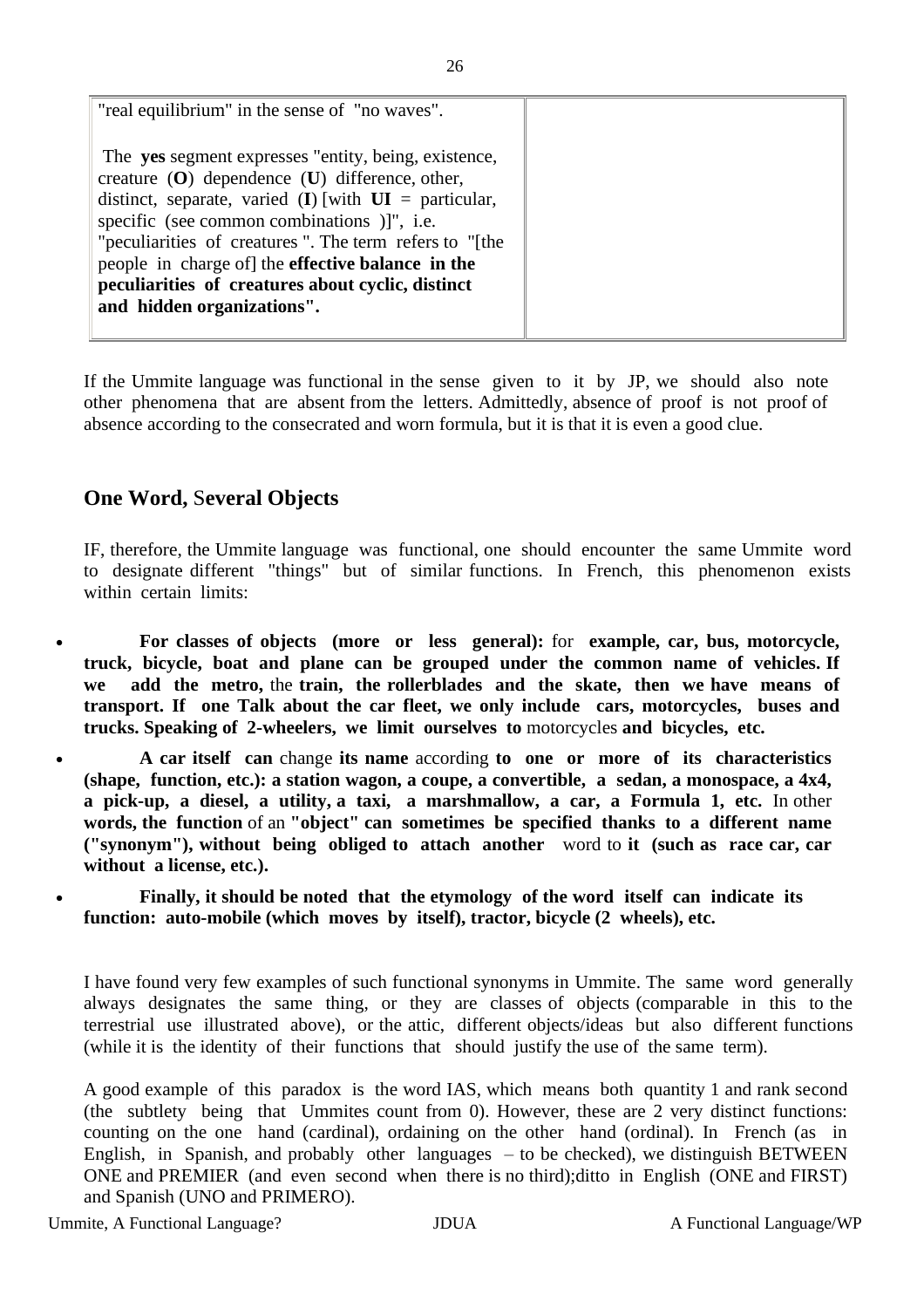| | |
|---|---|
| "real equilibrium" in the sense of "no waves".<br><br>The **yes** segment expresses "entity, being, existence, creature (**O**) dependence (**U**) difference, other, distinct, separate, varied (**I**) [with **UI** = particular, specific (see common combinations )]", i.e. "peculiarities of creatures ". The term refers to "[the people in charge of] the **effective balance in the peculiarities of creatures about cyclic, distinct and hidden organizations".** | |

If the Ummite language was functional in the sense given to it by JP, we should also note other phenomena that are absent from the letters. Admittedly, absence of proof is not proof of absence according to the consecrated and worn formula, but it is that it is even a good clue.

## One Word, Several Objects

IF, therefore, the Ummite language was functional, one should encounter the same Ummite word to designate different "things" but of similar functions. In French, this phenomenon exists within certain limits:

- **For classes of objects (more or less general):** for **example, car, bus, motorcycle, truck, bicycle, boat and plane can be grouped under the common name of vehicles. If we add the metro,** the **train, the rollerblades and the skate, then we have means of transport. If one Talk about the car fleet, we only include cars, motorcycles, buses and trucks. Speaking of 2-wheelers, we limit ourselves to** motorcycles **and bicycles, etc.**
- **A car itself can** change **its name** according **to one or more of its characteristics (shape, function, etc.): a station wagon, a coupe, a convertible, a sedan, a monospace, a 4x4, a pick-up, a diesel, a utility, a taxi, a marshmallow, a car, a Formula 1, etc.** In other **words, the function** of an **"object" can sometimes be specified thanks to a different name ("synonym"), without being obliged to attach another** word to **it (such as race car, car without a license, etc.).**
- **Finally, it should be noted that the etymology of the word itself can indicate its function: auto-mobile (which moves by itself), tractor, bicycle (2 wheels), etc.**

I have found very few examples of such functional synonyms in Ummite. The same word generally always designates the same thing, or they are classes of objects (comparable in this to the terrestrial use illustrated above), or the attic, different objects/ideas but also different functions (while it is the identity of their functions that should justify the use of the same term).

A good example of this paradox is the word IAS, which means both quantity 1 and rank second (the subtlety being that Ummites count from 0). However, these are 2 very distinct functions: counting on the one hand (cardinal), ordaining on the other hand (ordinal). In French (as in English, in Spanish, and probably other languages – to be checked), we distinguish BETWEEN ONE and PREMIER (and even second when there is no third);ditto in English (ONE and FIRST) and Spanish (UNO and PRIMERO).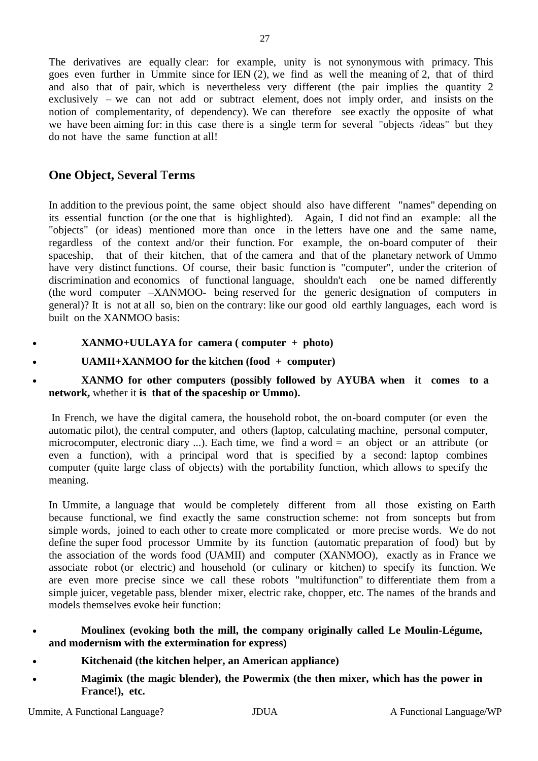The derivatives are equally clear: for example, unity is not synonymous with primacy. This goes even further in Ummite since for IEN (2), we find as well the meaning of 2, that of third and also that of pair, which is nevertheless very different (the pair implies the quantity 2 exclusively – we can not add or subtract element, does not imply order, and insists on the notion of complementarity, of dependency). We can therefore see exactly the opposite of what we have been aiming for: in this case there is a single term for several "objects /ideas" but they do not have the same function at all!

## One Object, Several Terms

In addition to the previous point, the same object should also have different "names" depending on its essential function (or the one that is highlighted). Again, I did not find an example: all the "objects" (or ideas) mentioned more than once in the letters have one and the same name, regardless of the context and/or their function. For example, the on-board computer of their spaceship, that of their kitchen, that of the camera and that of the planetary network of Ummo have very distinct functions. Of course, their basic function is "computer", under the criterion of discrimination and economics of functional language, shouldn't each one be named differently (the word computer –XANMOO- being reserved for the generic designation of computers in general)? It is not at all so, bien on the contrary: like our good old earthly languages, each word is built on the XANMOO basis:

- **XANMO+UULAYA for camera ( computer + photo)**
- **UAMII+XANMOO for the kitchen (food + computer)**
- **XANMO for other computers (possibly followed by AYUBA when it comes to a network,** whether it **is that of the spaceship or Ummo).**

In French, we have the digital camera, the household robot, the on-board computer (or even the automatic pilot), the central computer, and others (laptop, calculating machine, personal computer, microcomputer, electronic diary ...). Each time, we find a word = an object or an attribute (or even a function), with a principal word that is specified by a second: laptop combines computer (quite large class of objects) with the portability function, which allows to specify the meaning.

In Ummite, a language that would be completely different from all those existing on Earth because functional, we find exactly the same construction scheme: not from soncepts but from simple words, joined to each other to create more complicated or more precise words. We do not define the super food processor Ummite by its function (automatic preparation of food) but by the association of the words food (UAMII) and computer (XANMOO), exactly as in France we associate robot (or electric) and household (or culinary or kitchen) to specify its function. We are even more precise since we call these robots "multifunction" to differentiate them from a simple juicer, vegetable pass, blender mixer, electric rake, chopper, etc. The names of the brands and models themselves evoke heir function:

- **Moulinex (evoking both the mill, the company originally called Le Moulin-Légume, and modernism with the extermination for express)**
- **Kitchenaid (the kitchen helper, an American appliance)**
- **Magimix (the magic blender), the Powermix (the then mixer, which has the power in France!), etc.**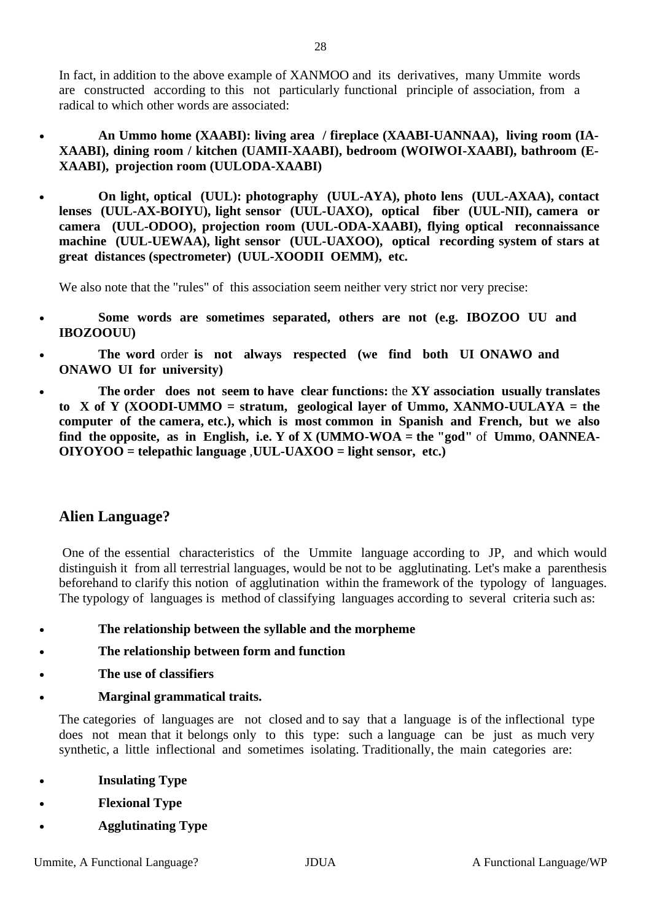In fact, in addition to the above example of XANMOO and its derivatives, many Ummite words are constructed according to this not particularly functional principle of association, from a radical to which other words are associated:

- **An Ummo home (XAABI): living area / fireplace (XAABI-UANNAA), living room (IA-XAABI), dining room / kitchen (UAMII-XAABI), bedroom (WOIWOI-XAABI), bathroom (E-XAABI), projection room (UULODA-XAABI)**
- **On light, optical (UUL): photography (UUL-AYA), photo lens (UUL-AXAA), contact lenses (UUL-AX-BOIYU), light sensor (UUL-UAXO), optical fiber (UUL-NII), camera or camera (UUL-ODOO), projection room (UUL-ODA-XAABI), flying optical reconnaissance machine (UUL-UEWAA), light sensor (UUL-UAXOO), optical recording system of stars at great distances (spectrometer) (UUL-XOODII OEMM), etc.**

We also note that the "rules" of this association seem neither very strict nor very precise:

- **Some words are sometimes separated, others are not (e.g. IBOZOO UU and IBOZOOUU)**
- **The word** order **is not always respected (we find both UI ONAWO and ONAWO UI for university)**
- **The order does not seem to have clear functions:** the **XY association usually translates to X of Y (XOODI-UMMO = stratum, geological layer of Ummo, XANMO-UULAYA = the computer of the camera, etc.), which is most common in Spanish and French, but we also find the opposite, as in English, i.e. Y of X (UMMO-WOA = the "god"** of **Ummo**, **OANNEA-OIYOYOO = telepathic language** ,**UUL-UAXOO = light sensor, etc.)**

## Alien Language?

One of the essential characteristics of the Ummite language according to JP, and which would distinguish it from all terrestrial languages, would be not to be agglutinating. Let's make a parenthesis beforehand to clarify this notion of agglutination within the framework of the typology of languages. The typology of languages is method of classifying languages according to several criteria such as:

- **The relationship between the syllable and the morpheme**
- **The relationship between form and function**
- **The use of classifiers**
- **Marginal grammatical traits.**

The categories of languages are not closed and to say that a language is of the inflectional type does not mean that it belongs only to this type: such a language can be just as much very synthetic, a little inflectional and sometimes isolating. Traditionally, the main categories are:

- **Insulating Type**
- **Flexional Type**
- **Agglutinating Type**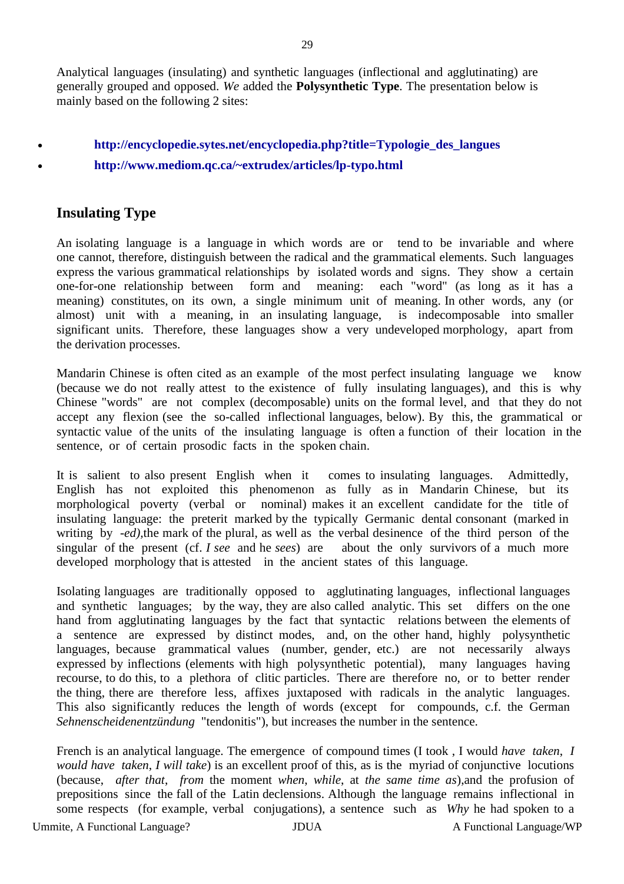Analytical languages (insulating) and synthetic languages (inflectional and agglutinating) are generally grouped and opposed. *We* added the **Polysynthetic Type**. The presentation below is mainly based on the following 2 sites:

- **http://encyclopedie.sytes.net/encyclopedia.php?title=Typologie_des_langues**
- **http://www.mediom.qc.ca/~extrudex/articles/lp-typo.html**

## Insulating Type

An isolating language is a language in which words are or tend to be invariable and where one cannot, therefore, distinguish between the radical and the grammatical elements. Such languages express the various grammatical relationships by isolated words and signs. They show a certain one-for-one relationship between form and meaning: each "word" (as long as it has a meaning) constitutes, on its own, a single minimum unit of meaning. In other words, any (or almost) unit with a meaning, in an insulating language, is indecomposable into smaller significant units. Therefore, these languages show a very undeveloped morphology, apart from the derivation processes.

Mandarin Chinese is often cited as an example of the most perfect insulating language we know (because we do not really attest to the existence of fully insulating languages), and this is why Chinese "words" are not complex (decomposable) units on the formal level, and that they do not accept any flexion (see the so-called inflectional languages, below). By this, the grammatical or syntactic value of the units of the insulating language is often a function of their location in the sentence, or of certain prosodic facts in the spoken chain.

It is salient to also present English when it comes to insulating languages. Admittedly, English has not exploited this phenomenon as fully as in Mandarin Chinese, but its morphological poverty (verbal or nominal) makes it an excellent candidate for the title of insulating language: the preterit marked by the typically Germanic dental consonant (marked in writing by *-ed),* the mark of the plural, as well as the verbal desinence of the third person of the singular of the present (cf. *I see* and he *sees*) are about the only survivors of a much more developed morphology that is attested in the ancient states of this language.

Isolating languages are traditionally opposed to agglutinating languages, inflectional languages and synthetic languages; by the way, they are also called analytic. This set differs on the one hand from agglutinating languages by the fact that syntactic relations between the elements of a sentence are expressed by distinct modes, and, on the other hand, highly polysynthetic languages, because grammatical values (number, gender, etc.) are not necessarily always expressed by inflections (elements with high polysynthetic potential), many languages having recourse, to do this, to a plethora of clitic particles. There are therefore no, or to better render the thing, there are therefore less, affixes juxtaposed with radicals in the analytic languages. This also significantly reduces the length of words (except for compounds, c.f. the German *Sehnenscheidenentzündung* "tendonitis"), but increases the number in the sentence.

French is an analytical language. The emergence of compound times (I took , I would *have taken*, *I would have taken*, *I will take*) is an excellent proof of this, as is the myriad of conjunctive locutions (because, *after that*, *from* the moment *when*, *while*, at *the same time as*),and the profusion of prepositions since the fall of the Latin declensions. Although the language remains inflectional in some respects (for example, verbal conjugations), a sentence such as *Why* he had spoken to a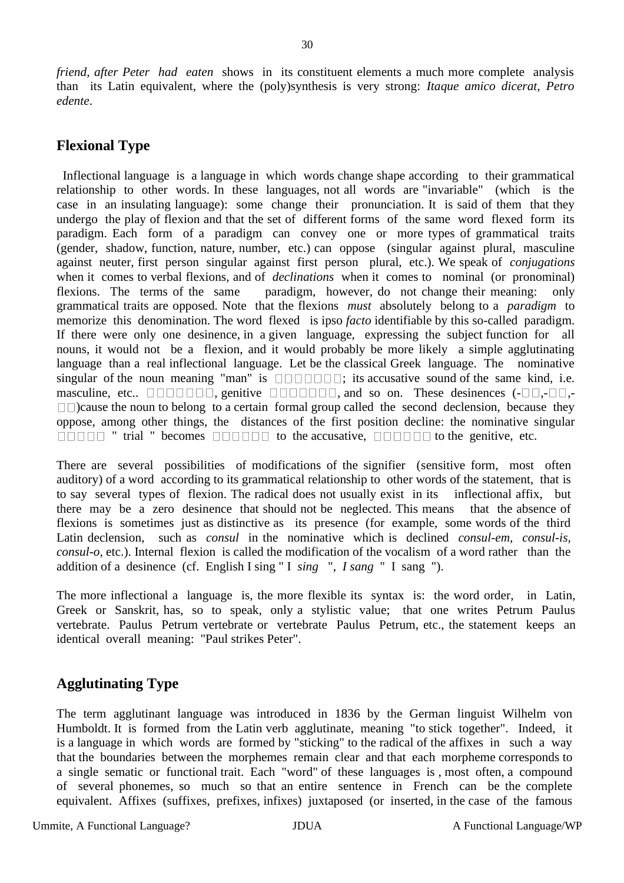*friend, after Peter had eaten* shows in its constituent elements a much more complete analysis than its Latin equivalent, where the (poly)synthesis is very strong: *Itaque amico dicerat, Petro edente*.

## Flexional Type

Inflectional language is a language in which words change shape according to their grammatical relationship to other words. In these languages, not all words are "invariable" (which is the case in an insulating language): some change their pronunciation. It is said of them that they undergo the play of flexion and that the set of different forms of the same word flexed form its paradigm. Each form of a paradigm can convey one or more types of grammatical traits (gender, shadow, function, nature, number, etc.) can oppose (singular against plural, masculine against neuter, first person singular against first person plural, etc.). We speak of *conjugations* when it comes to verbal flexions, and of *declinations* when it comes to nominal (or pronominal) flexions. The terms of the same paradigm, however, do not change their meaning: only grammatical traits are opposed. Note that the flexions *must* absolutely belong to a *paradigm* to memorize this denomination. The word flexed is ipso *facto* identifiable by this so-called paradigm. If there were only one desinence, in a given language, expressing the subject function for all nouns, it would not be a flexion, and it would probably be more likely a simple agglutinating language than a real inflectional language. Let be the classical Greek language. The nominative singular of the noun meaning "man" is □□□□□□□□; its accusative sound of the same kind, i.e. masculine, etc.. □□□□□□□□, genitive □□□□□□□□, and so on. These desinences (-□□,-□□,-□□)cause the noun to belong to a certain formal group called the second declension, because they oppose, among other things, the distances of the first position decline: the nominative singular □□□□□ " trial " becomes □□□□□□ to the accusative, □□□□□□ to the genitive, etc.

There are several possibilities of modifications of the signifier (sensitive form, most often auditory) of a word according to its grammatical relationship to other words of the statement, that is to say several types of flexion. The radical does not usually exist in its inflectional affix, but there may be a zero desinence that should not be neglected. This means that the absence of flexions is sometimes just as distinctive as its presence (for example, some words of the third Latin declension, such as *consul* in the nominative which is declined *consul-em, consul-is, consul-o*, etc.). Internal flexion is called the modification of the vocalism of a word rather than the addition of a desinence (cf. English I sing " I *sing* ", *I sang* " I sang ").

The more inflectional a language is, the more flexible its syntax is: the word order, in Latin, Greek or Sanskrit, has, so to speak, only a stylistic value; that one writes Petrum Paulus vertebrate. Paulus Petrum vertebrate or vertebrate Paulus Petrum, etc., the statement keeps an identical overall meaning: "Paul strikes Peter".

## Agglutinating Type

The term agglutinant language was introduced in 1836 by the German linguist Wilhelm von Humboldt. It is formed from the Latin verb agglutinate, meaning "to stick together". Indeed, it is a language in which words are formed by "sticking" to the radical of the affixes in such a way that the boundaries between the morphemes remain clear and that each morpheme corresponds to a single sematic or functional trait. Each "word" of these languages is , most often, a compound of several phonemes, so much so that an entire sentence in French can be the complete equivalent. Affixes (suffixes, prefixes, infixes) juxtaposed (or inserted, in the case of the famous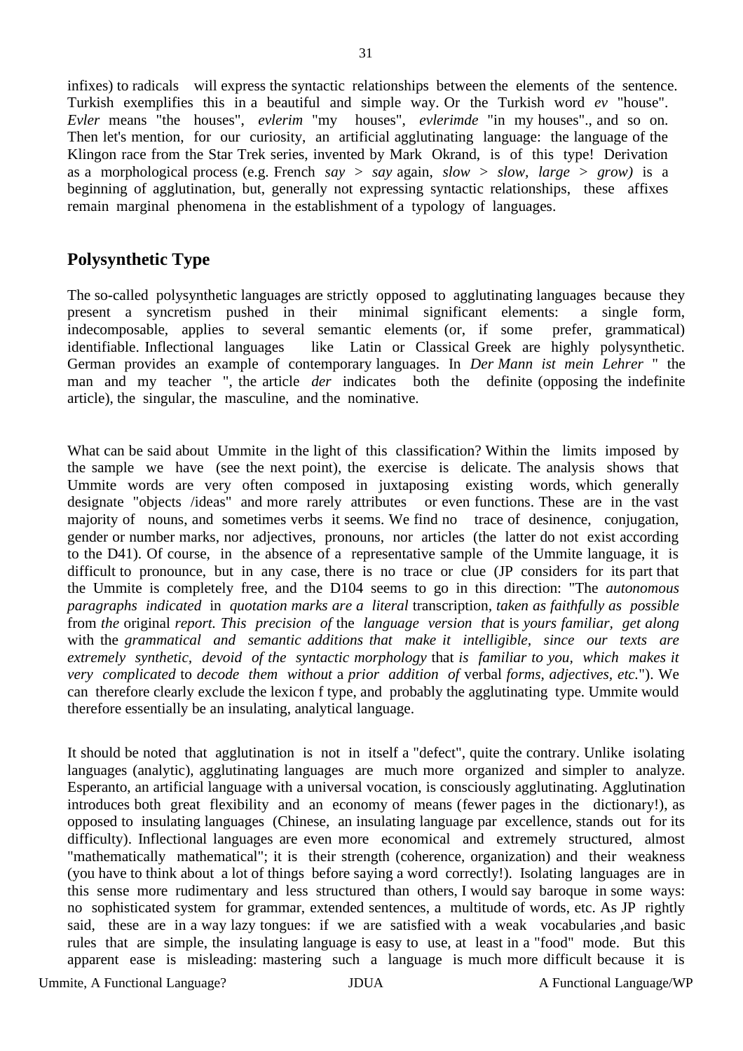infixes) to radicals will express the syntactic relationships between the elements of the sentence. Turkish exemplifies this in a beautiful and simple way. Or the Turkish word *ev* "house". *Evler* means "the houses", *evlerim* "my houses", *evlerimde* "in my houses"., and so on. Then let's mention, for our curiosity, an artificial agglutinating language: the language of the Klingon race from the Star Trek series, invented by Mark Okrand, is of this type! Derivation as a morphological process (e.g. French *say* > *say* again, *slow* > *slow, large* > *grow)* is a beginning of agglutination, but, generally not expressing syntactic relationships, these affixes remain marginal phenomena in the establishment of a typology of languages.

## Polysynthetic Type

The so-called polysynthetic languages are strictly opposed to agglutinating languages because they present a syncretism pushed in their minimal significant elements: a single form, indecomposable, applies to several semantic elements (or, if some prefer, grammatical) identifiable. Inflectional languages like Latin or Classical Greek are highly polysynthetic. German provides an example of contemporary languages. In *Der Mann ist mein Lehrer* " the man and my teacher ", the article *der* indicates both the definite (opposing the indefinite article), the singular, the masculine, and the nominative.

What can be said about Ummite in the light of this classification? Within the limits imposed by the sample we have (see the next point), the exercise is delicate. The analysis shows that Ummite words are very often composed in juxtaposing existing words, which generally designate "objects /ideas" and more rarely attributes or even functions. These are in the vast majority of nouns, and sometimes verbs it seems. We find no trace of desinence, conjugation, gender or number marks, nor adjectives, pronouns, nor articles (the latter do not exist according to the D41). Of course, in the absence of a representative sample of the Ummite language, it is difficult to pronounce, but in any case, there is no trace or clue (JP considers for its part that the Ummite is completely free, and the D104 seems to go in this direction: "The *autonomous paragraphs indicated* in *quotation marks are a literal* transcription, *taken as faithfully as possible* from *the* original *report. This precision of* the *language version that* is *yours familiar, get along* with the *grammatical and semantic additions that make it intelligible, since our texts are extremely synthetic, devoid of the syntactic morphology* that *is familiar to you, which makes it very complicated* to *decode them without* a *prior addition of* verbal *forms, adjectives, etc.*"). We can therefore clearly exclude the lexicon f type, and probably the agglutinating type. Ummite would therefore essentially be an insulating, analytical language.

It should be noted that agglutination is not in itself a "defect", quite the contrary. Unlike isolating languages (analytic), agglutinating languages are much more organized and simpler to analyze. Esperanto, an artificial language with a universal vocation, is consciously agglutinating. Agglutination introduces both great flexibility and an economy of means (fewer pages in the dictionary!), as opposed to insulating languages (Chinese, an insulating language par excellence, stands out for its difficulty). Inflectional languages are even more economical and extremely structured, almost "mathematically mathematical"; it is their strength (coherence, organization) and their weakness (you have to think about a lot of things before saying a word correctly!). Isolating languages are in this sense more rudimentary and less structured than others, I would say baroque in some ways: no sophisticated system for grammar, extended sentences, a multitude of words, etc. As JP rightly said, these are in a way lazy tongues: if we are satisfied with a weak vocabularies ,and basic rules that are simple, the insulating language is easy to use, at least in a "food" mode. But this apparent ease is misleading: mastering such a language is much more difficult because it is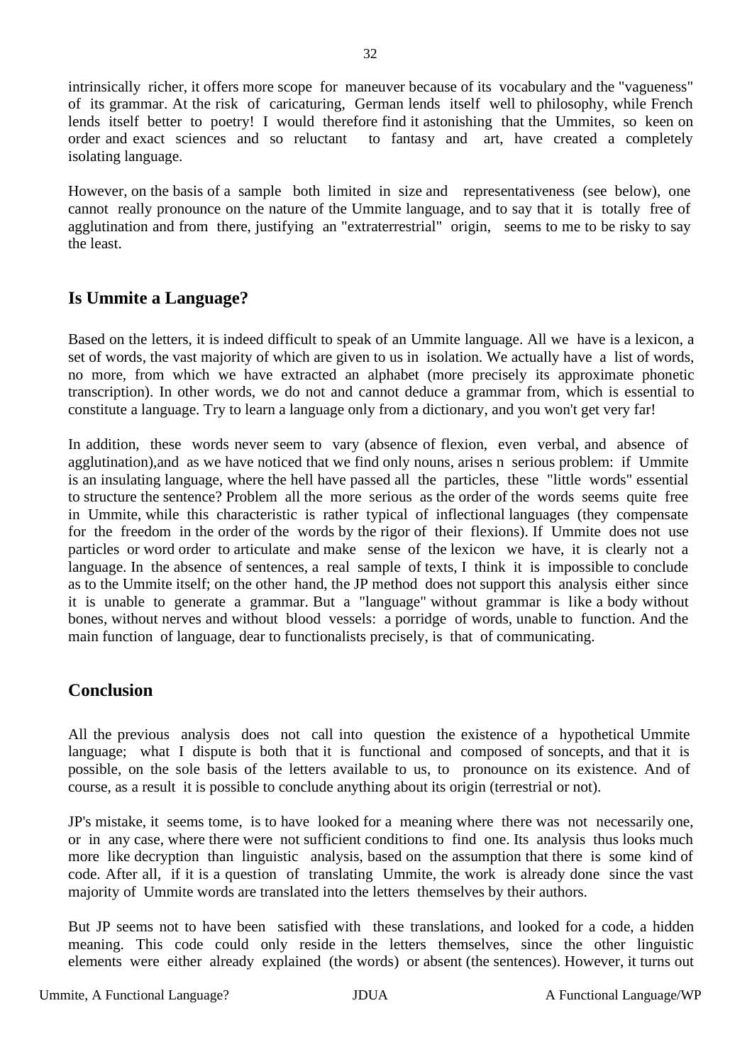intrinsically richer, it offers more scope for maneuver because of its vocabulary and the "vagueness" of its grammar. At the risk of caricaturing, German lends itself well to philosophy, while French lends itself better to poetry! I would therefore find it astonishing that the Ummites, so keen on order and exact sciences and so reluctant to fantasy and art, have created a completely isolating language.

However, on the basis of a sample both limited in size and representativeness (see below), one cannot really pronounce on the nature of the Ummite language, and to say that it is totally free of agglutination and from there, justifying an "extraterrestrial" origin, seems to me to be risky to say the least.

## Is Ummite a Language?

Based on the letters, it is indeed difficult to speak of an Ummite language. All we have is a lexicon, a set of words, the vast majority of which are given to us in isolation. We actually have a list of words, no more, from which we have extracted an alphabet (more precisely its approximate phonetic transcription). In other words, we do not and cannot deduce a grammar from, which is essential to constitute a language. Try to learn a language only from a dictionary, and you won't get very far!

In addition, these words never seem to vary (absence of flexion, even verbal, and absence of agglutination),and as we have noticed that we find only nouns, arises n serious problem: if Ummite is an insulating language, where the hell have passed all the particles, these "little words" essential to structure the sentence? Problem all the more serious as the order of the words seems quite free in Ummite, while this characteristic is rather typical of inflectional languages (they compensate for the freedom in the order of the words by the rigor of their flexions). If Ummite does not use particles or word order to articulate and make sense of the lexicon we have, it is clearly not a language. In the absence of sentences, a real sample of texts, I think it is impossible to conclude as to the Ummite itself; on the other hand, the JP method does not support this analysis either since it is unable to generate a grammar. But a "language" without grammar is like a body without bones, without nerves and without blood vessels: a porridge of words, unable to function. And the main function of language, dear to functionalists precisely, is that of communicating.

## Conclusion

All the previous analysis does not call into question the existence of a hypothetical Ummite language; what I dispute is both that it is functional and composed of soncepts, and that it is possible, on the sole basis of the letters available to us, to pronounce on its existence. And of course, as a result it is possible to conclude anything about its origin (terrestrial or not).

JP's mistake, it seems tome, is to have looked for a meaning where there was not necessarily one, or in any case, where there were not sufficient conditions to find one. Its analysis thus looks much more like decryption than linguistic analysis, based on the assumption that there is some kind of code. After all, if it is a question of translating Ummite, the work is already done since the vast majority of Ummite words are translated into the letters themselves by their authors.

But JP seems not to have been satisfied with these translations, and looked for a code, a hidden meaning. This code could only reside in the letters themselves, since the other linguistic elements were either already explained (the words) or absent (the sentences). However, it turns out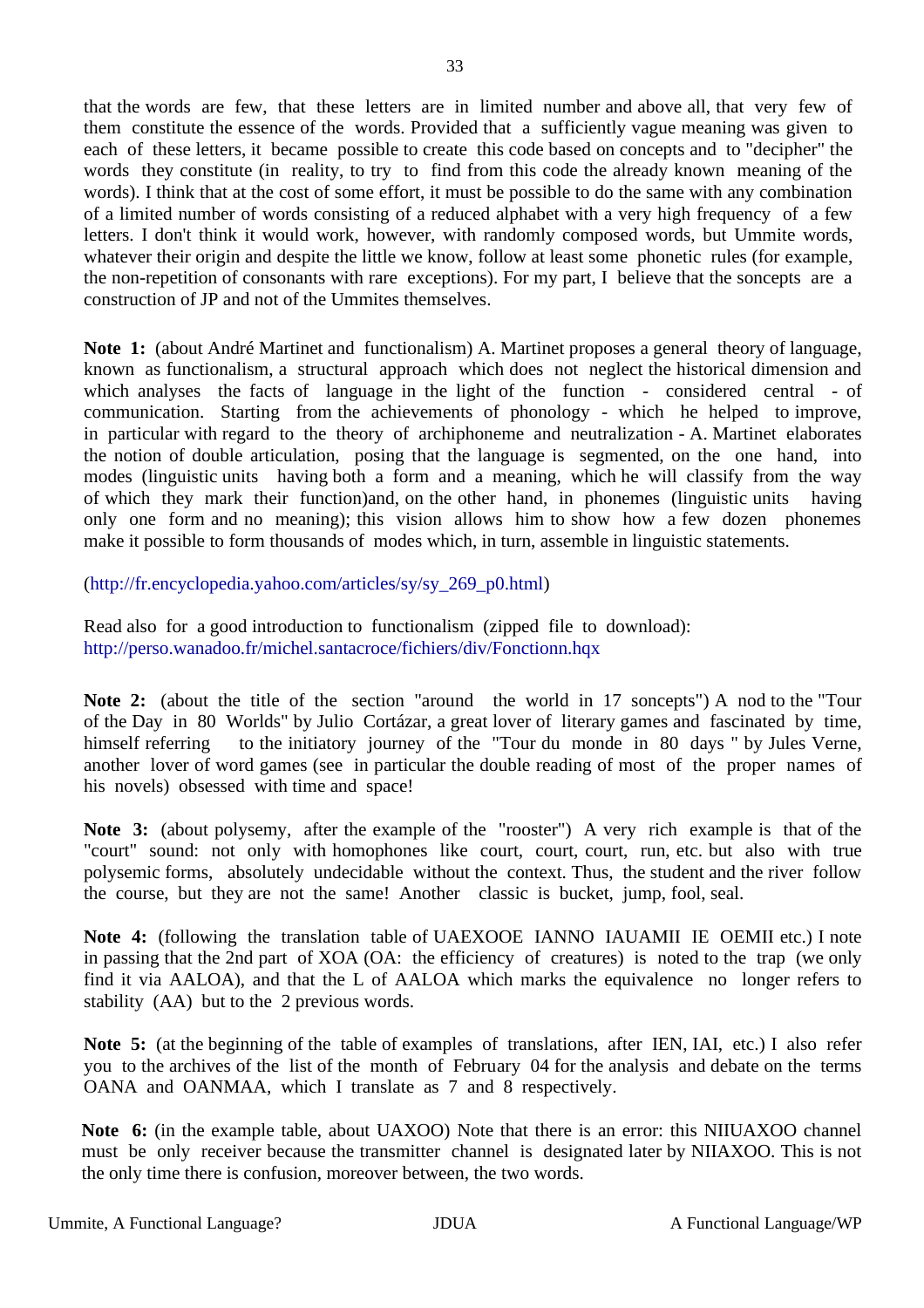that the words are few, that these letters are in limited number and above all, that very few of them constitute the essence of the words. Provided that a sufficiently vague meaning was given to each of these letters, it became possible to create this code based on concepts and to "decipher" the words they constitute (in reality, to try to find from this code the already known meaning of the words). I think that at the cost of some effort, it must be possible to do the same with any combination of a limited number of words consisting of a reduced alphabet with a very high frequency of a few letters. I don't think it would work, however, with randomly composed words, but Ummite words, whatever their origin and despite the little we know, follow at least some phonetic rules (for example, the non-repetition of consonants with rare exceptions). For my part, I believe that the soncepts are a construction of JP and not of the Ummites themselves.

**Note 1:** (about André Martinet and functionalism) A. Martinet proposes a general theory of language, known as functionalism, a structural approach which does not neglect the historical dimension and which analyses the facts of language in the light of the function - considered central - of communication. Starting from the achievements of phonology - which he helped to improve, in particular with regard to the theory of archiphoneme and neutralization - A. Martinet elaborates the notion of double articulation, posing that the language is segmented, on the one hand, into modes (linguistic units having both a form and a meaning, which he will classify from the way of which they mark their function)and, on the other hand, in phonemes (linguistic units having only one form and no meaning); this vision allows him to show how a few dozen phonemes make it possible to form thousands of modes which, in turn, assemble in linguistic statements.

(http://fr.encyclopedia.yahoo.com/articles/sy/sy_269_p0.html)

Read also for a good introduction to functionalism (zipped file to download):
http://perso.wanadoo.fr/michel.santacroce/fichiers/div/Fonctionn.hqx

**Note 2:** (about the title of the section "around the world in 17 soncepts") A nod to the "Tour of the Day in 80 Worlds" by Julio Cortázar, a great lover of literary games and fascinated by time, himself referring to the initiatory journey of the "Tour du monde in 80 days " by Jules Verne, another lover of word games (see in particular the double reading of most of the proper names of his novels) obsessed with time and space!

**Note 3:** (about polysemy, after the example of the "rooster") A very rich example is that of the "court" sound: not only with homophones like court, court, court, run, etc. but also with true polysemic forms, absolutely undecidable without the context. Thus, the student and the river follow the course, but they are not the same! Another classic is bucket, jump, fool, seal.

**Note 4:** (following the translation table of UAEXOOE IANNO IAUAMII IE OEMII etc.) I note in passing that the 2nd part of XOA (OA: the efficiency of creatures) is noted to the trap (we only find it via AALOA), and that the L of AALOA which marks the equivalence no longer refers to stability (AA) but to the 2 previous words.

**Note 5:** (at the beginning of the table of examples of translations, after IEN, IAI, etc.) I also refer you to the archives of the list of the month of February 04 for the analysis and debate on the terms OANA and OANMAA, which I translate as 7 and 8 respectively.

**Note 6:** (in the example table, about UAXOO) Note that there is an error: this NIIUAXOO channel must be only receiver because the transmitter channel is designated later by NIIAXOO. This is not the only time there is confusion, moreover between, the two words.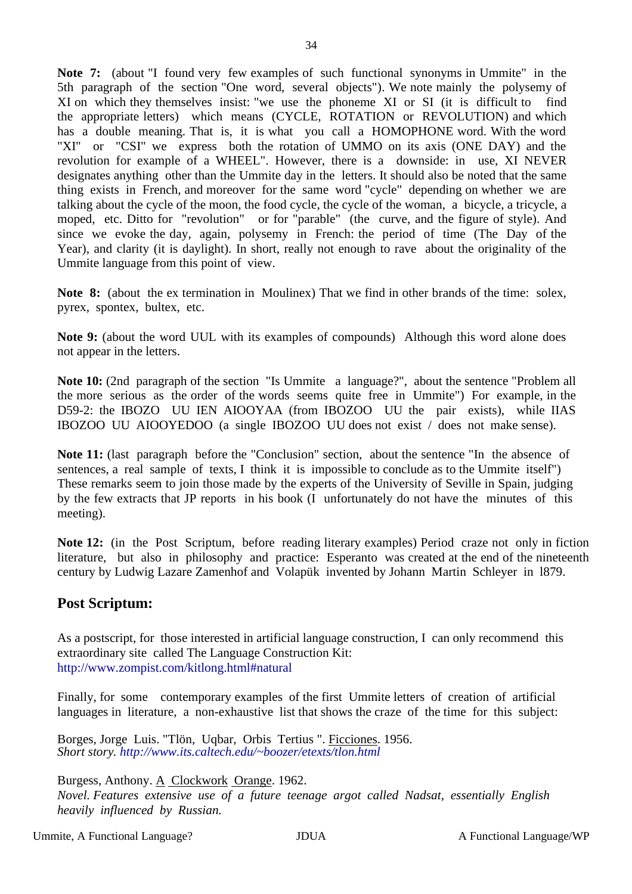**Note 7:** (about "I found very few examples of such functional synonyms in Ummite" in the 5th paragraph of the section "One word, several objects"). We note mainly the polysemy of XI on which they themselves insist: "we use the phoneme XI or SI (it is difficult to find the appropriate letters) which means (CYCLE, ROTATION or REVOLUTION) and which has a double meaning. That is, it is what you call a HOMOPHONE word. With the word "XI" or "CSI" we express both the rotation of UMMO on its axis (ONE DAY) and the revolution for example of a WHEEL". However, there is a downside: in use, XI NEVER designates anything other than the Ummite day in the letters. It should also be noted that the same thing exists in French, and moreover for the same word "cycle" depending on whether we are talking about the cycle of the moon, the food cycle, the cycle of the woman, a bicycle, a tricycle, a moped, etc. Ditto for "revolution" or for "parable" (the curve, and the figure of style). And since we evoke the day, again, polysemy in French: the period of time (The Day of the Year), and clarity (it is daylight). In short, really not enough to rave about the originality of the Ummite language from this point of view.

**Note 8:** (about the ex termination in Moulinex) That we find in other brands of the time: solex, pyrex, spontex, bultex, etc.

**Note 9:** (about the word UUL with its examples of compounds) Although this word alone does not appear in the letters.

**Note 10:** (2nd paragraph of the section "Is Ummite a language?", about the sentence "Problem all the more serious as the order of the words seems quite free in Ummite") For example, in the D59-2: the IBOZO UU IEN AIOOYAA (from IBOZOO UU the pair exists), while IIAS IBOZOO UU AIOOYEDOO (a single IBOZOO UU does not exist / does not make sense).

**Note 11:** (last paragraph before the "Conclusion" section, about the sentence "In the absence of sentences, a real sample of texts, I think it is impossible to conclude as to the Ummite itself") These remarks seem to join those made by the experts of the University of Seville in Spain, judging by the few extracts that JP reports in his book (I unfortunately do not have the minutes of this meeting).

**Note 12:** (in the Post Scriptum, before reading literary examples) Period craze not only in fiction literature, but also in philosophy and practice: Esperanto was created at the end of the nineteenth century by Ludwig Lazare Zamenhof and Volapük invented by Johann Martin Schleyer in 1879.

## Post Scriptum:

As a postscript, for those interested in artificial language construction, I can only recommend this extraordinary site called The Language Construction Kit:
http://www.zompist.com/kitlong.html#natural

Finally, for some contemporary examples of the first Ummite letters of creation of artificial languages in literature, a non-exhaustive list that shows the craze of the time for this subject:

Borges, Jorge Luis. "Tlön, Uqbar, Orbis Tertius ". Ficciones. 1956.
*Short story. http://www.its.caltech.edu/~boozer/etexts/tlon.html*

Burgess, Anthony. A Clockwork Orange. 1962.
*Novel. Features extensive use of a future teenage argot called Nadsat, essentially English heavily influenced by Russian.*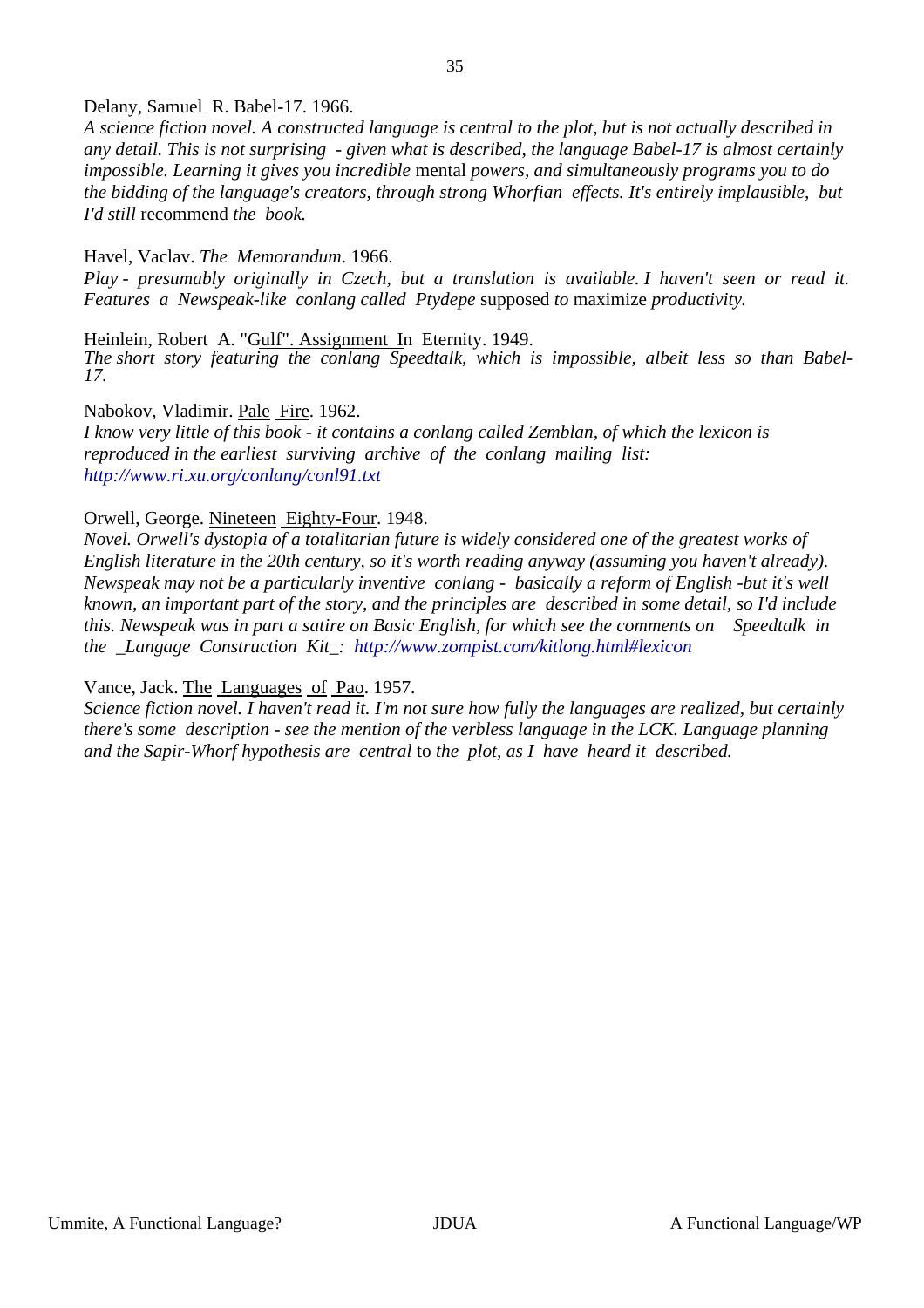Delany, Samuel R. Babel-17. 1966.
*A science fiction novel. A constructed language is central to the plot, but is not actually described in any detail. This is not surprising - given what is described, the language Babel-17 is almost certainly impossible. Learning it gives you incredible* mental *powers, and simultaneously programs you to do the bidding of the language's creators, through strong Whorfian effects. It's entirely implausible, but I'd still* recommend *the book.*

Havel, Vaclav. *The Memorandum*. 1966.
*Play - presumably originally in Czech, but a translation is available. I haven't seen or read it. Features a Newspeak-like conlang called Ptydepe* supposed *to* maximize *productivity.*

Heinlein, Robert A. "Gulf". Assignment In Eternity. 1949.
*The short story featuring the conlang Speedtalk, which is impossible, albeit less so than Babel-17.*

Nabokov, Vladimir. Pale Fire. 1962.
*I know very little of this book - it contains a conlang called Zemblan, of which the lexicon is reproduced in the earliest surviving archive of the conlang mailing list: http://www.ri.xu.org/conlang/conl91.txt*

Orwell, George. Nineteen Eighty-Four. 1948.
*Novel. Orwell's dystopia of a totalitarian future is widely considered one of the greatest works of English literature in the 20th century, so it's worth reading anyway (assuming you haven't already). Newspeak may not be a particularly inventive conlang - basically a reform of English -but it's well known, an important part of the story, and the principles are described in some detail, so I'd include this. Newspeak was in part a satire on Basic English, for which see the comments on Speedtalk in the _Langage Construction Kit_: http://www.zompist.com/kitlong.html#lexicon*

Vance, Jack. The Languages of Pao. 1957.
*Science fiction novel. I haven't read it. I'm not sure how fully the languages are realized, but certainly there's some description - see the mention of the verbless language in the LCK. Language planning and the Sapir-Whorf hypothesis are central* to *the plot, as I have heard it described.*